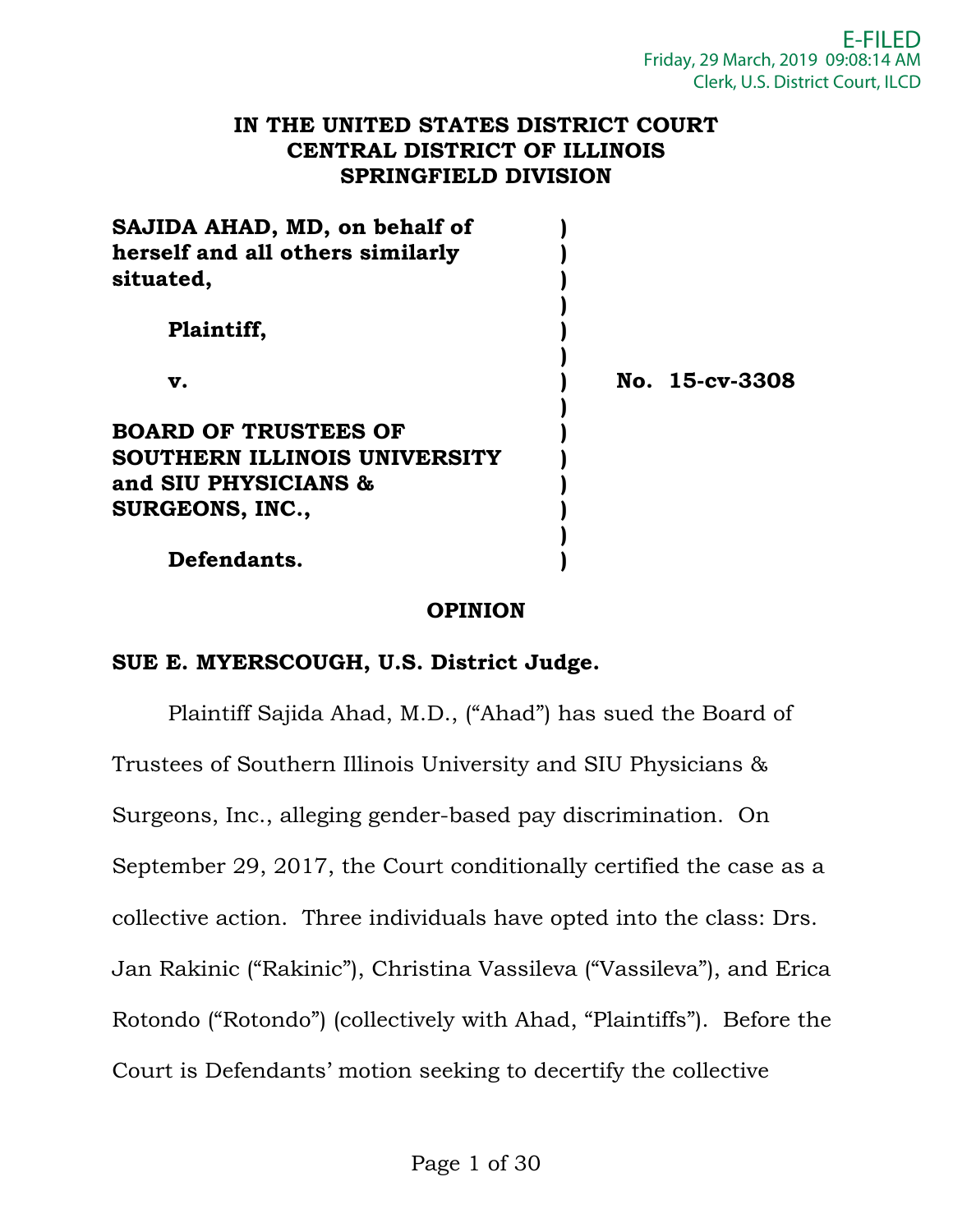E-FILED
Friday, 29 March, 2019 09:08:14 AM
Clerk, U.S. District Court, ILCD

**IN THE UNITED STATES DISTRICT COURT**
**CENTRAL DISTRICT OF ILLINOIS**
**SPRINGFIELD DIVISION**

| | | |
|---|---|---|
| **SAJIDA AHAD, MD, on behalf of herself and all others similarly situated,** | ) | |
| **Plaintiff,** | ) | |
| **v.** | ) | **No. 15-cv-3308** |
| **BOARD OF TRUSTEES OF SOUTHERN ILLINOIS UNIVERSITY and SIU PHYSICIANS & SURGEONS, INC.,** | ) | |
| **Defendants.** | ) | |

**OPINION**

**SUE E. MYERSCOUGH, U.S. District Judge.**

Plaintiff Sajida Ahad, M.D., ("Ahad") has sued the Board of Trustees of Southern Illinois University and SIU Physicians & Surgeons, Inc., alleging gender-based pay discrimination. On September 29, 2017, the Court conditionally certified the case as a collective action. Three individuals have opted into the class: Drs. Jan Rakinic ("Rakinic"), Christina Vassileva ("Vassileva"), and Erica Rotondo ("Rotondo") (collectively with Ahad, "Plaintiffs"). Before the Court is Defendants' motion seeking to decertify the collective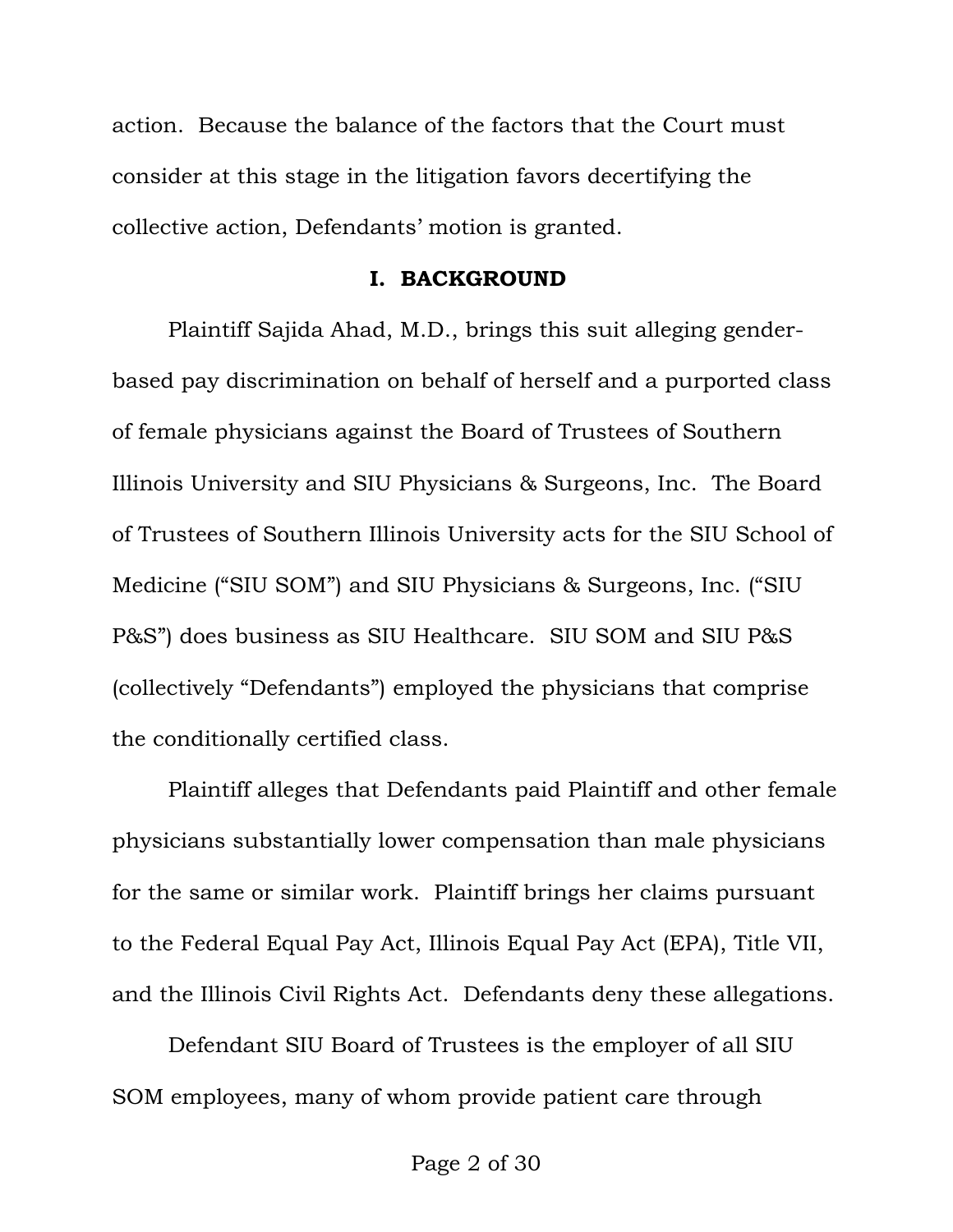action. Because the balance of the factors that the Court must consider at this stage in the litigation favors decertifying the collective action, Defendants' motion is granted.

## I. BACKGROUND

Plaintiff Sajida Ahad, M.D., brings this suit alleging gender-based pay discrimination on behalf of herself and a purported class of female physicians against the Board of Trustees of Southern Illinois University and SIU Physicians & Surgeons, Inc. The Board of Trustees of Southern Illinois University acts for the SIU School of Medicine ("SIU SOM") and SIU Physicians & Surgeons, Inc. ("SIU P&S") does business as SIU Healthcare. SIU SOM and SIU P&S (collectively "Defendants") employed the physicians that comprise the conditionally certified class.

Plaintiff alleges that Defendants paid Plaintiff and other female physicians substantially lower compensation than male physicians for the same or similar work. Plaintiff brings her claims pursuant to the Federal Equal Pay Act, Illinois Equal Pay Act (EPA), Title VII, and the Illinois Civil Rights Act. Defendants deny these allegations.

Defendant SIU Board of Trustees is the employer of all SIU SOM employees, many of whom provide patient care through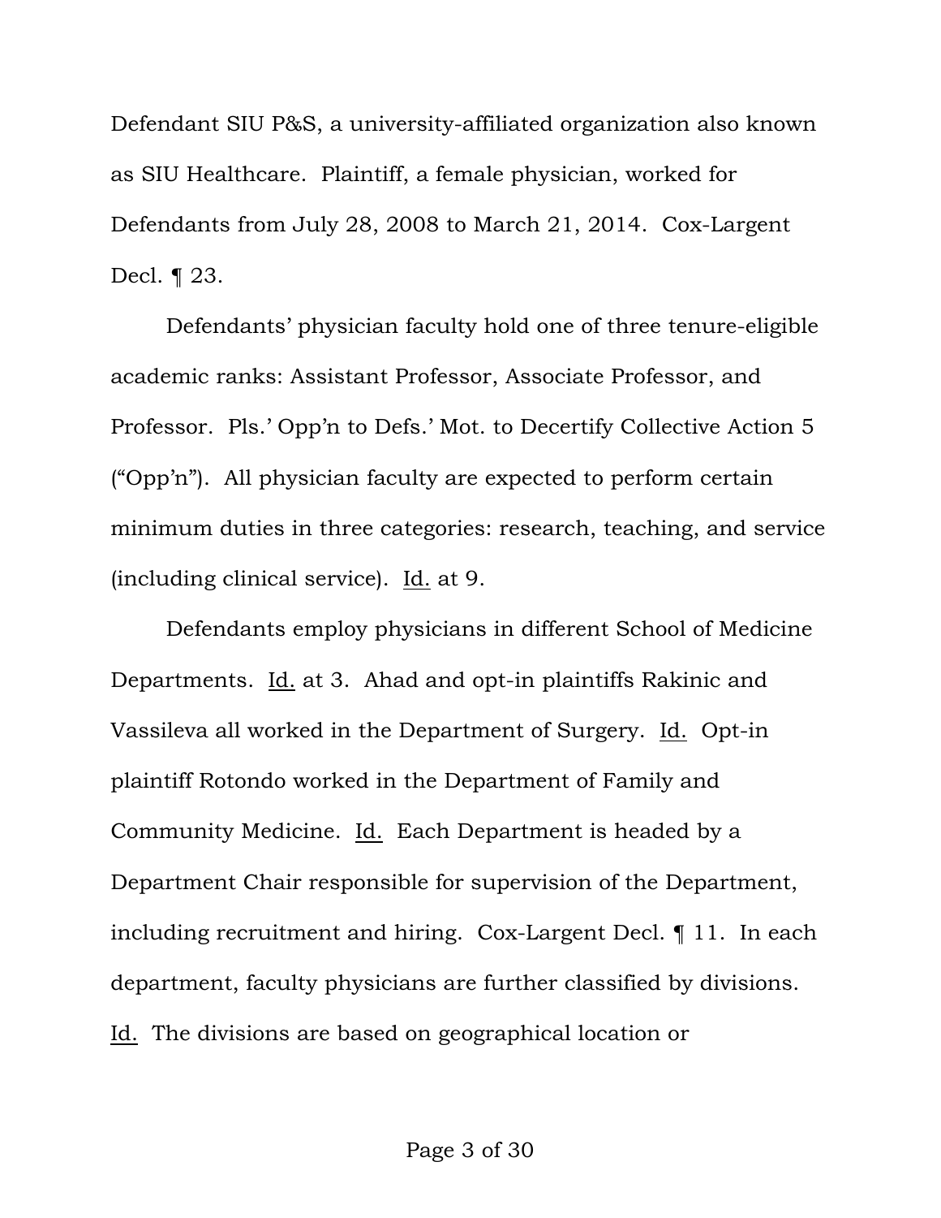Defendant SIU P&S, a university-affiliated organization also known as SIU Healthcare. Plaintiff, a female physician, worked for Defendants from July 28, 2008 to March 21, 2014. Cox-Largent Decl. ¶ 23.

Defendants' physician faculty hold one of three tenure-eligible academic ranks: Assistant Professor, Associate Professor, and Professor. Pls.' Opp'n to Defs.' Mot. to Decertify Collective Action 5 ("Opp'n"). All physician faculty are expected to perform certain minimum duties in three categories: research, teaching, and service (including clinical service). Id. at 9.

Defendants employ physicians in different School of Medicine Departments. Id. at 3. Ahad and opt-in plaintiffs Rakinic and Vassileva all worked in the Department of Surgery. Id. Opt-in plaintiff Rotondo worked in the Department of Family and Community Medicine. Id. Each Department is headed by a Department Chair responsible for supervision of the Department, including recruitment and hiring. Cox-Largent Decl. ¶ 11. In each department, faculty physicians are further classified by divisions. Id. The divisions are based on geographical location or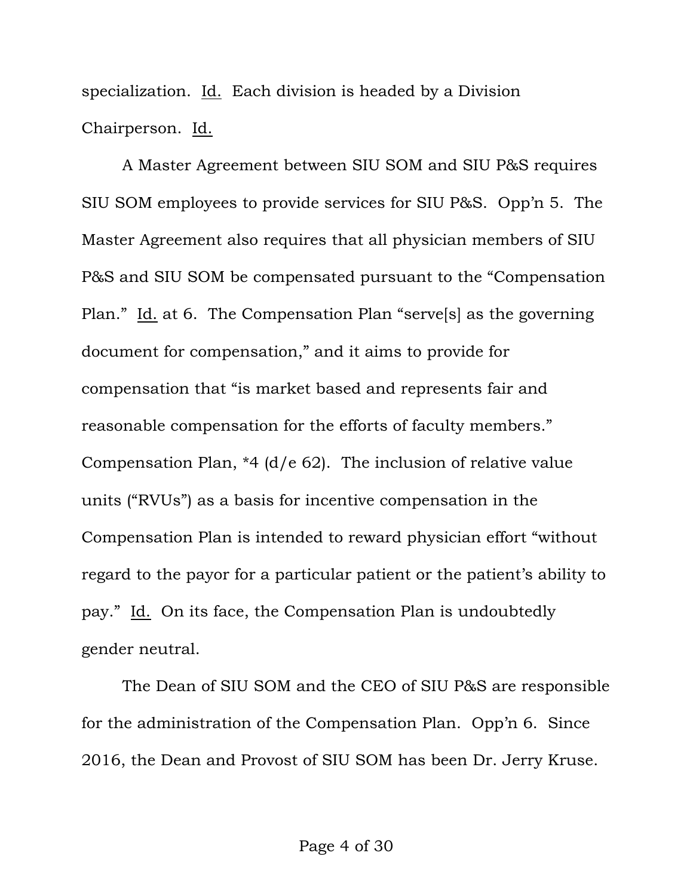specialization. Id. Each division is headed by a Division Chairperson. Id.

A Master Agreement between SIU SOM and SIU P&S requires SIU SOM employees to provide services for SIU P&S. Opp'n 5. The Master Agreement also requires that all physician members of SIU P&S and SIU SOM be compensated pursuant to the "Compensation Plan." Id. at 6. The Compensation Plan "serve[s] as the governing document for compensation," and it aims to provide for compensation that "is market based and represents fair and reasonable compensation for the efforts of faculty members." Compensation Plan, *4 (d/e 62). The inclusion of relative value units ("RVUs") as a basis for incentive compensation in the Compensation Plan is intended to reward physician effort "without regard to the payor for a particular patient or the patient's ability to pay." Id. On its face, the Compensation Plan is undoubtedly gender neutral.

The Dean of SIU SOM and the CEO of SIU P&S are responsible for the administration of the Compensation Plan. Opp'n 6. Since 2016, the Dean and Provost of SIU SOM has been Dr. Jerry Kruse.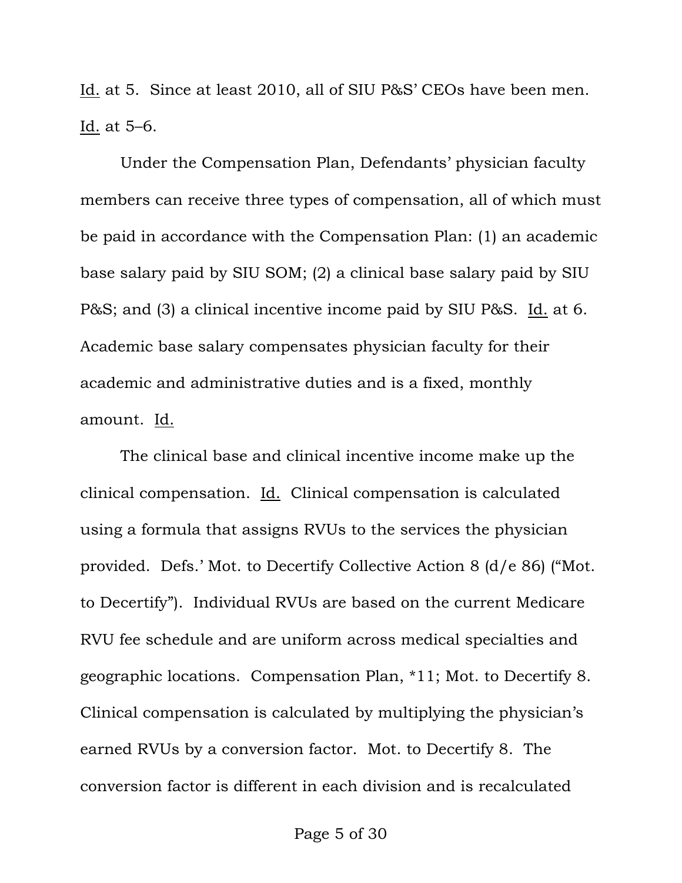Id. at 5. Since at least 2010, all of SIU P&S' CEOs have been men. Id. at 5–6.

Under the Compensation Plan, Defendants' physician faculty members can receive three types of compensation, all of which must be paid in accordance with the Compensation Plan: (1) an academic base salary paid by SIU SOM; (2) a clinical base salary paid by SIU P&S; and (3) a clinical incentive income paid by SIU P&S. Id. at 6. Academic base salary compensates physician faculty for their academic and administrative duties and is a fixed, monthly amount. Id.

The clinical base and clinical incentive income make up the clinical compensation. Id. Clinical compensation is calculated using a formula that assigns RVUs to the services the physician provided. Defs.' Mot. to Decertify Collective Action 8 (d/e 86) ("Mot. to Decertify"). Individual RVUs are based on the current Medicare RVU fee schedule and are uniform across medical specialties and geographic locations. Compensation Plan, *11; Mot. to Decertify 8. Clinical compensation is calculated by multiplying the physician's earned RVUs by a conversion factor. Mot. to Decertify 8. The conversion factor is different in each division and is recalculated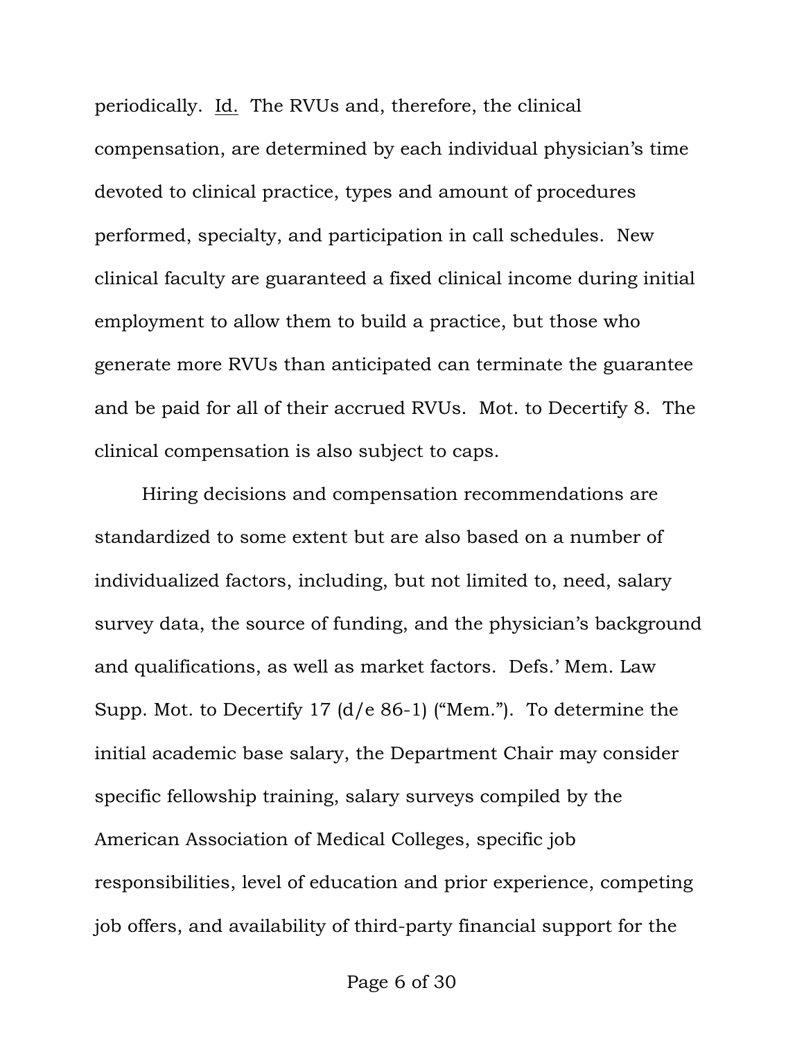periodically. Id. The RVUs and, therefore, the clinical compensation, are determined by each individual physician's time devoted to clinical practice, types and amount of procedures performed, specialty, and participation in call schedules. New clinical faculty are guaranteed a fixed clinical income during initial employment to allow them to build a practice, but those who generate more RVUs than anticipated can terminate the guarantee and be paid for all of their accrued RVUs. Mot. to Decertify 8. The clinical compensation is also subject to caps.

Hiring decisions and compensation recommendations are standardized to some extent but are also based on a number of individualized factors, including, but not limited to, need, salary survey data, the source of funding, and the physician's background and qualifications, as well as market factors. Defs.' Mem. Law Supp. Mot. to Decertify 17 (d/e 86-1) ("Mem."). To determine the initial academic base salary, the Department Chair may consider specific fellowship training, salary surveys compiled by the American Association of Medical Colleges, specific job responsibilities, level of education and prior experience, competing job offers, and availability of third-party financial support for the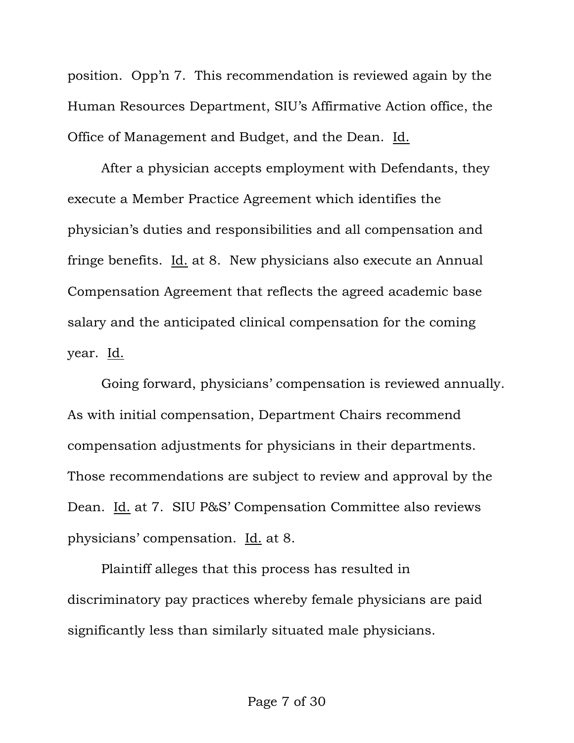position. Opp'n 7. This recommendation is reviewed again by the Human Resources Department, SIU's Affirmative Action office, the Office of Management and Budget, and the Dean. Id.

After a physician accepts employment with Defendants, they execute a Member Practice Agreement which identifies the physician's duties and responsibilities and all compensation and fringe benefits. Id. at 8. New physicians also execute an Annual Compensation Agreement that reflects the agreed academic base salary and the anticipated clinical compensation for the coming year. Id.

Going forward, physicians' compensation is reviewed annually. As with initial compensation, Department Chairs recommend compensation adjustments for physicians in their departments. Those recommendations are subject to review and approval by the Dean. Id. at 7. SIU P&S' Compensation Committee also reviews physicians' compensation. Id. at 8.

Plaintiff alleges that this process has resulted in discriminatory pay practices whereby female physicians are paid significantly less than similarly situated male physicians.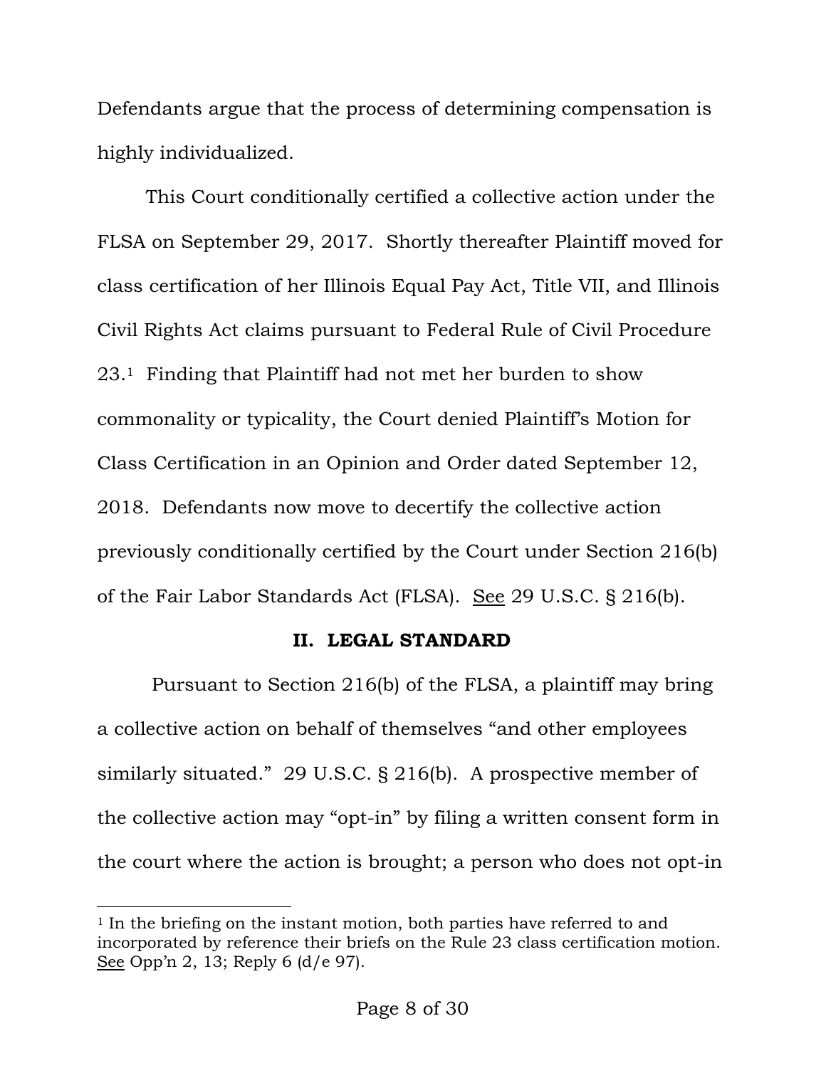Defendants argue that the process of determining compensation is highly individualized.

This Court conditionally certified a collective action under the FLSA on September 29, 2017. Shortly thereafter Plaintiff moved for class certification of her Illinois Equal Pay Act, Title VII, and Illinois Civil Rights Act claims pursuant to Federal Rule of Civil Procedure 23.[1] Finding that Plaintiff had not met her burden to show commonality or typicality, the Court denied Plaintiff's Motion for Class Certification in an Opinion and Order dated September 12, 2018. Defendants now move to decertify the collective action previously conditionally certified by the Court under Section 216(b) of the Fair Labor Standards Act (FLSA). See 29 U.S.C. § 216(b).

## II. LEGAL STANDARD

Pursuant to Section 216(b) of the FLSA, a plaintiff may bring a collective action on behalf of themselves "and other employees similarly situated." 29 U.S.C. § 216(b). A prospective member of the collective action may "opt-in" by filing a written consent form in the court where the action is brought; a person who does not opt-in

---

[1] In the briefing on the instant motion, both parties have referred to and incorporated by reference their briefs on the Rule 23 class certification motion. See Opp'n 2, 13; Reply 6 (d/e 97).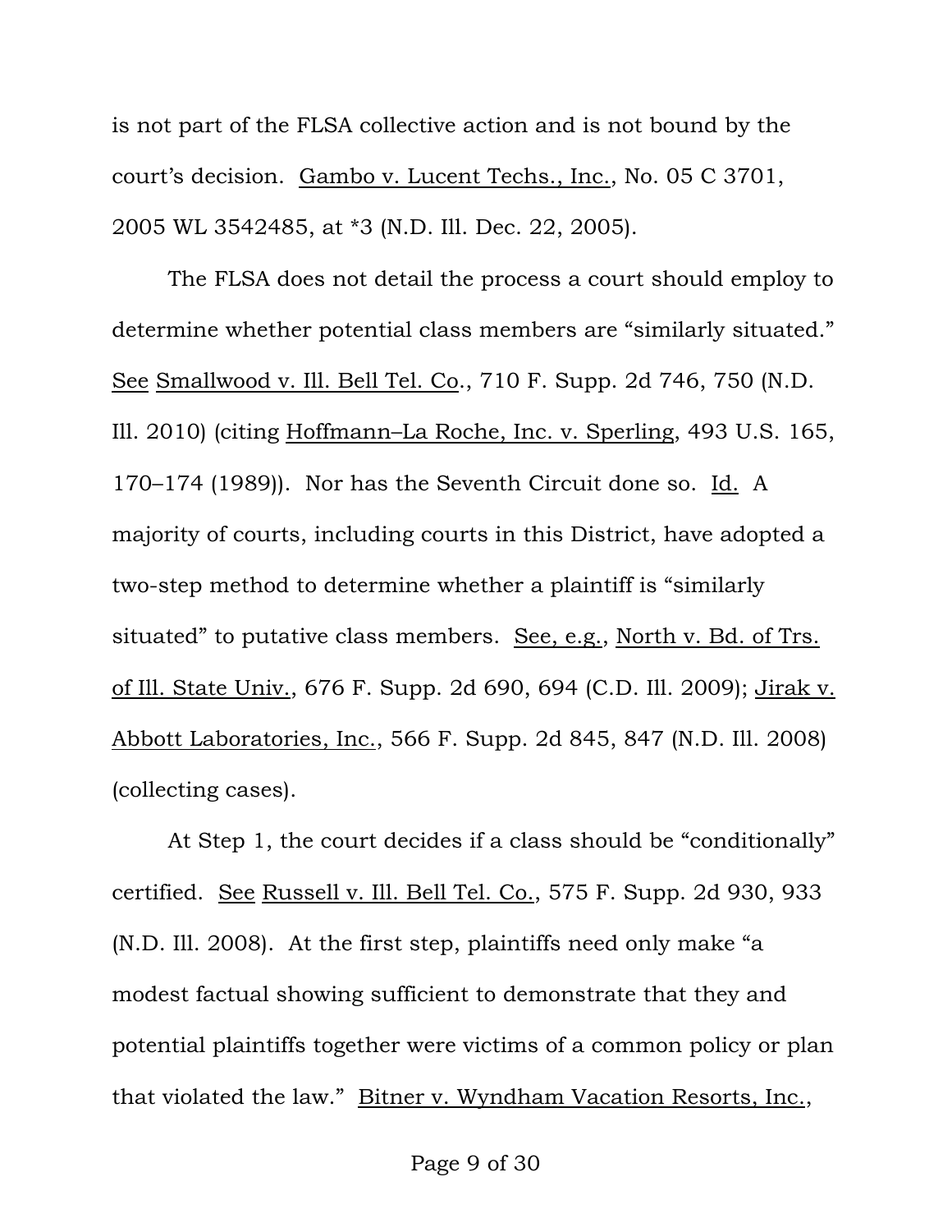is not part of the FLSA collective action and is not bound by the court's decision. Gambo v. Lucent Techs., Inc., No. 05 C 3701, 2005 WL 3542485, at *3 (N.D. Ill. Dec. 22, 2005).

The FLSA does not detail the process a court should employ to determine whether potential class members are "similarly situated." See Smallwood v. Ill. Bell Tel. Co., 710 F. Supp. 2d 746, 750 (N.D. Ill. 2010) (citing Hoffmann–La Roche, Inc. v. Sperling, 493 U.S. 165, 170–174 (1989)). Nor has the Seventh Circuit done so. Id. A majority of courts, including courts in this District, have adopted a two-step method to determine whether a plaintiff is "similarly situated" to putative class members. See, e.g., North v. Bd. of Trs. of Ill. State Univ., 676 F. Supp. 2d 690, 694 (C.D. Ill. 2009); Jirak v. Abbott Laboratories, Inc., 566 F. Supp. 2d 845, 847 (N.D. Ill. 2008) (collecting cases).

At Step 1, the court decides if a class should be "conditionally" certified. See Russell v. Ill. Bell Tel. Co., 575 F. Supp. 2d 930, 933 (N.D. Ill. 2008). At the first step, plaintiffs need only make "a modest factual showing sufficient to demonstrate that they and potential plaintiffs together were victims of a common policy or plan that violated the law." Bitner v. Wyndham Vacation Resorts, Inc.,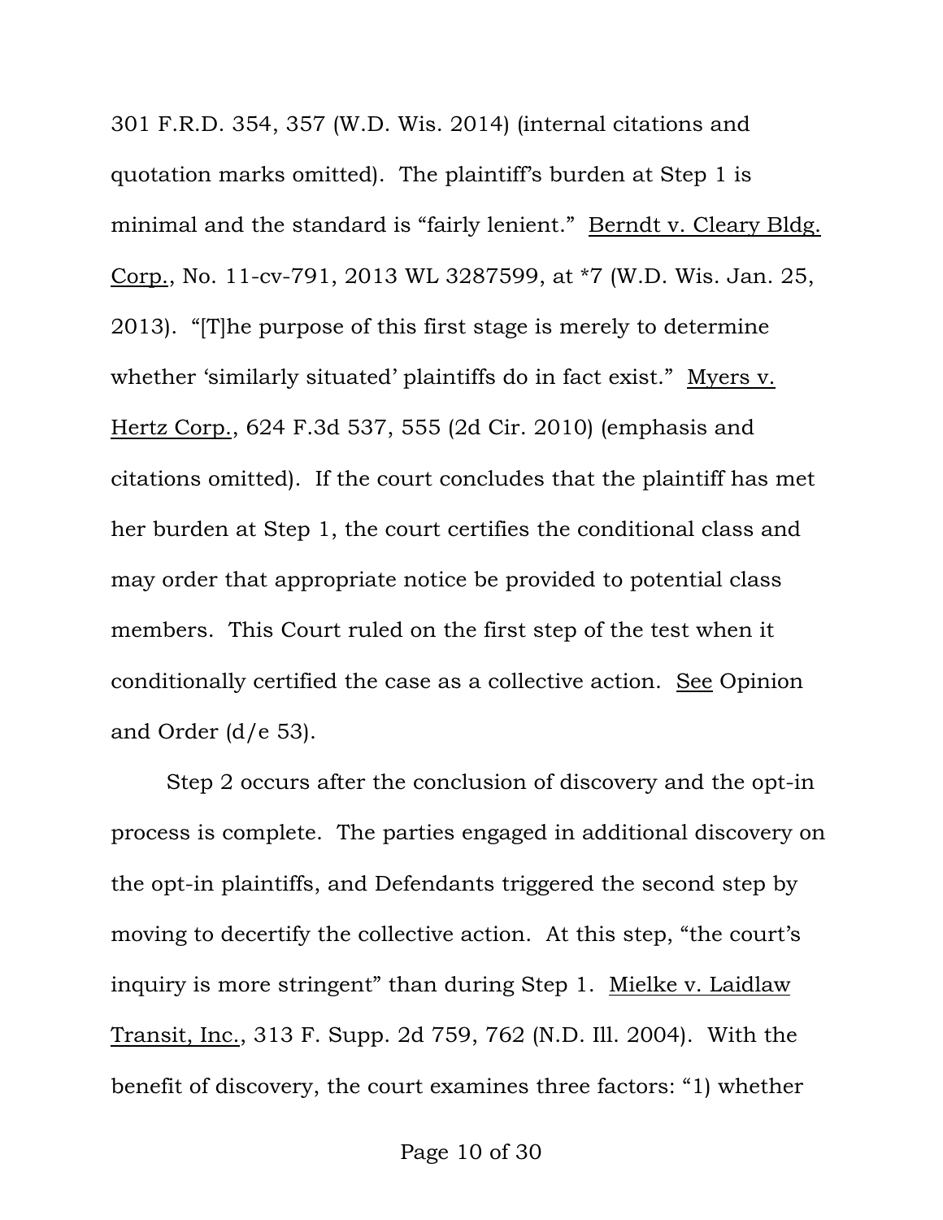301 F.R.D. 354, 357 (W.D. Wis. 2014) (internal citations and quotation marks omitted). The plaintiff's burden at Step 1 is minimal and the standard is "fairly lenient." Berndt v. Cleary Bldg. Corp., No. 11-cv-791, 2013 WL 3287599, at *7 (W.D. Wis. Jan. 25, 2013). "[T]he purpose of this first stage is merely to determine whether 'similarly situated' plaintiffs do in fact exist." Myers v. Hertz Corp., 624 F.3d 537, 555 (2d Cir. 2010) (emphasis and citations omitted). If the court concludes that the plaintiff has met her burden at Step 1, the court certifies the conditional class and may order that appropriate notice be provided to potential class members. This Court ruled on the first step of the test when it conditionally certified the case as a collective action. See Opinion and Order (d/e 53).

Step 2 occurs after the conclusion of discovery and the opt-in process is complete. The parties engaged in additional discovery on the opt-in plaintiffs, and Defendants triggered the second step by moving to decertify the collective action. At this step, "the court's inquiry is more stringent" than during Step 1. Mielke v. Laidlaw Transit, Inc., 313 F. Supp. 2d 759, 762 (N.D. Ill. 2004). With the benefit of discovery, the court examines three factors: "1) whether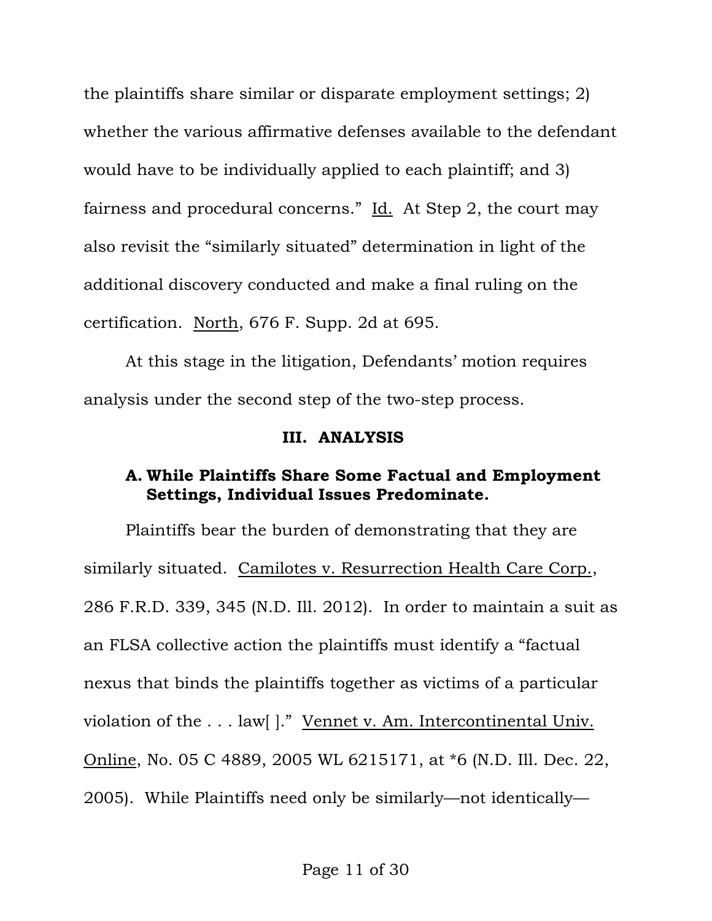the plaintiffs share similar or disparate employment settings; 2) whether the various affirmative defenses available to the defendant would have to be individually applied to each plaintiff; and 3) fairness and procedural concerns." Id. At Step 2, the court may also revisit the "similarly situated" determination in light of the additional discovery conducted and make a final ruling on the certification. North, 676 F. Supp. 2d at 695.

At this stage in the litigation, Defendants' motion requires analysis under the second step of the two-step process.

## III. ANALYSIS

### A. While Plaintiffs Share Some Factual and Employment Settings, Individual Issues Predominate.

Plaintiffs bear the burden of demonstrating that they are similarly situated. Camilotes v. Resurrection Health Care Corp., 286 F.R.D. 339, 345 (N.D. Ill. 2012). In order to maintain a suit as an FLSA collective action the plaintiffs must identify a "factual nexus that binds the plaintiffs together as victims of a particular violation of the . . . law[ ]." Vennet v. Am. Intercontinental Univ. Online, No. 05 C 4889, 2005 WL 6215171, at *6 (N.D. Ill. Dec. 22, 2005). While Plaintiffs need only be similarly—not identically—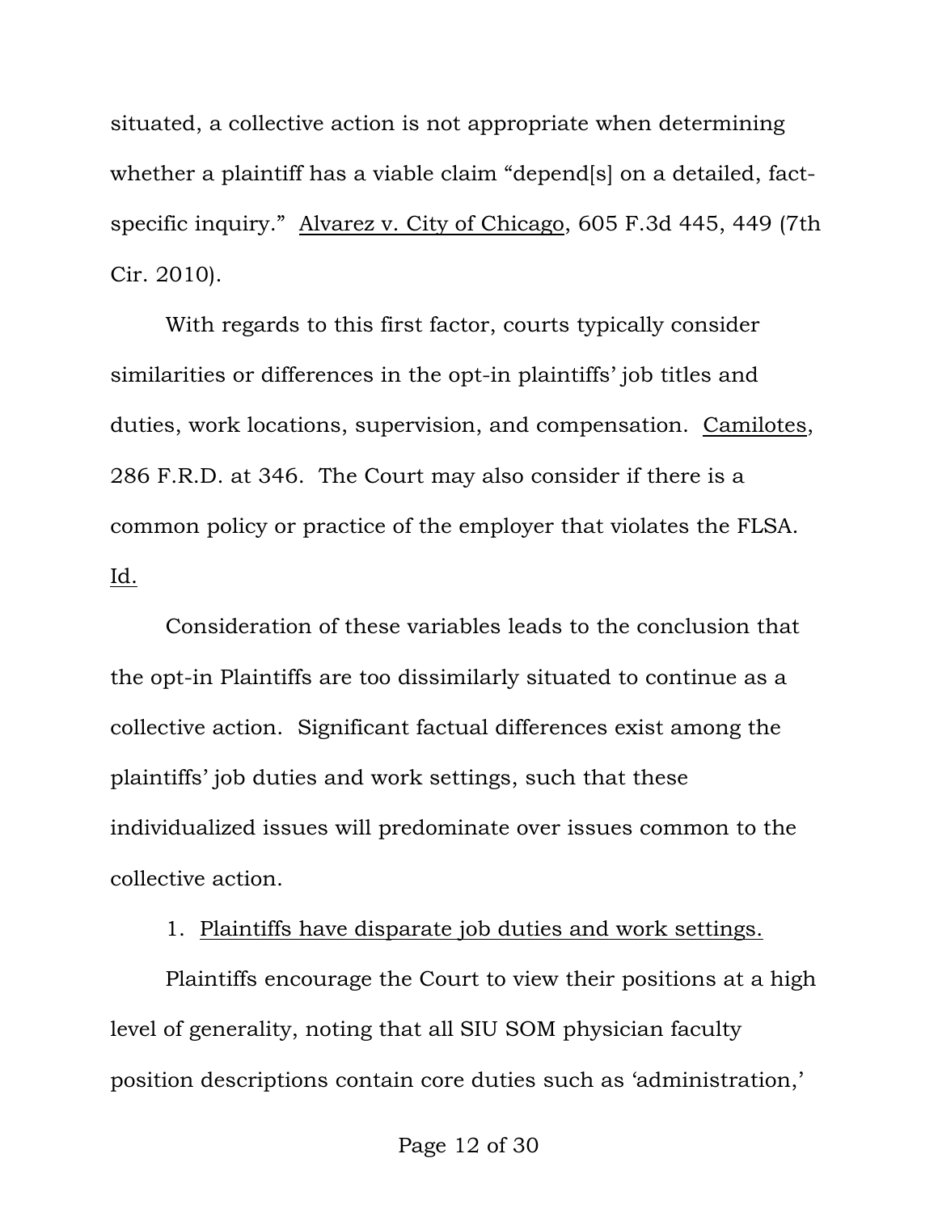situated, a collective action is not appropriate when determining whether a plaintiff has a viable claim "depend[s] on a detailed, fact-specific inquiry." Alvarez v. City of Chicago, 605 F.3d 445, 449 (7th Cir. 2010).

With regards to this first factor, courts typically consider similarities or differences in the opt-in plaintiffs' job titles and duties, work locations, supervision, and compensation. Camilotes, 286 F.R.D. at 346. The Court may also consider if there is a common policy or practice of the employer that violates the FLSA. Id.

Consideration of these variables leads to the conclusion that the opt-in Plaintiffs are too dissimilarly situated to continue as a collective action. Significant factual differences exist among the plaintiffs' job duties and work settings, such that these individualized issues will predominate over issues common to the collective action.

1. Plaintiffs have disparate job duties and work settings.

Plaintiffs encourage the Court to view their positions at a high level of generality, noting that all SIU SOM physician faculty position descriptions contain core duties such as 'administration,'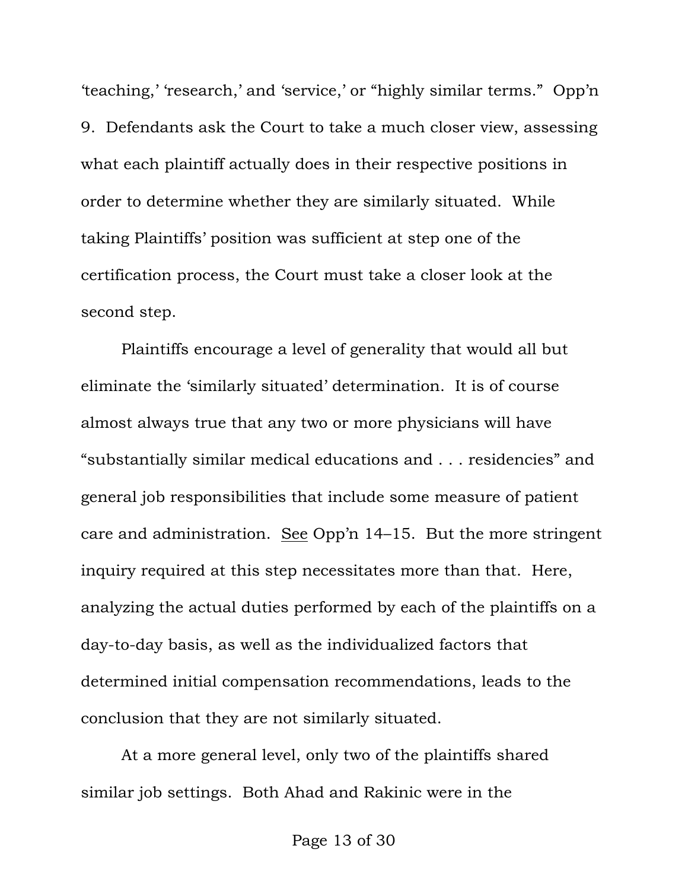'teaching,' 'research,' and 'service,' or "highly similar terms." Opp'n 9. Defendants ask the Court to take a much closer view, assessing what each plaintiff actually does in their respective positions in order to determine whether they are similarly situated. While taking Plaintiffs' position was sufficient at step one of the certification process, the Court must take a closer look at the second step.

Plaintiffs encourage a level of generality that would all but eliminate the 'similarly situated' determination. It is of course almost always true that any two or more physicians will have "substantially similar medical educations and . . . residencies" and general job responsibilities that include some measure of patient care and administration. See Opp'n 14–15. But the more stringent inquiry required at this step necessitates more than that. Here, analyzing the actual duties performed by each of the plaintiffs on a day-to-day basis, as well as the individualized factors that determined initial compensation recommendations, leads to the conclusion that they are not similarly situated.

At a more general level, only two of the plaintiffs shared similar job settings. Both Ahad and Rakinic were in the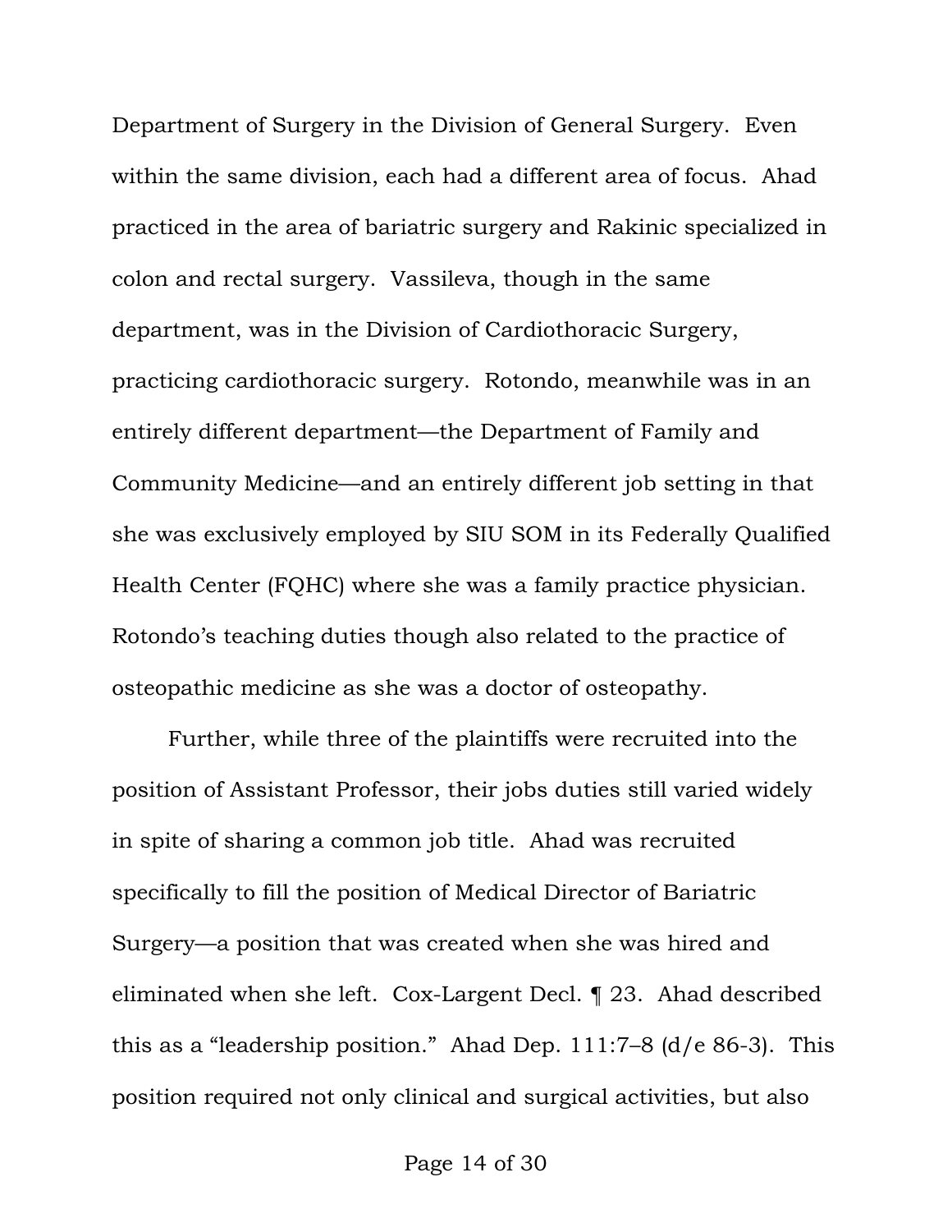Department of Surgery in the Division of General Surgery. Even within the same division, each had a different area of focus. Ahad practiced in the area of bariatric surgery and Rakinic specialized in colon and rectal surgery. Vassileva, though in the same department, was in the Division of Cardiothoracic Surgery, practicing cardiothoracic surgery. Rotondo, meanwhile was in an entirely different department—the Department of Family and Community Medicine—and an entirely different job setting in that she was exclusively employed by SIU SOM in its Federally Qualified Health Center (FQHC) where she was a family practice physician. Rotondo's teaching duties though also related to the practice of osteopathic medicine as she was a doctor of osteopathy.

Further, while three of the plaintiffs were recruited into the position of Assistant Professor, their jobs duties still varied widely in spite of sharing a common job title. Ahad was recruited specifically to fill the position of Medical Director of Bariatric Surgery—a position that was created when she was hired and eliminated when she left. Cox-Largent Decl. ¶ 23. Ahad described this as a "leadership position." Ahad Dep. 111:7–8 (d/e 86-3). This position required not only clinical and surgical activities, but also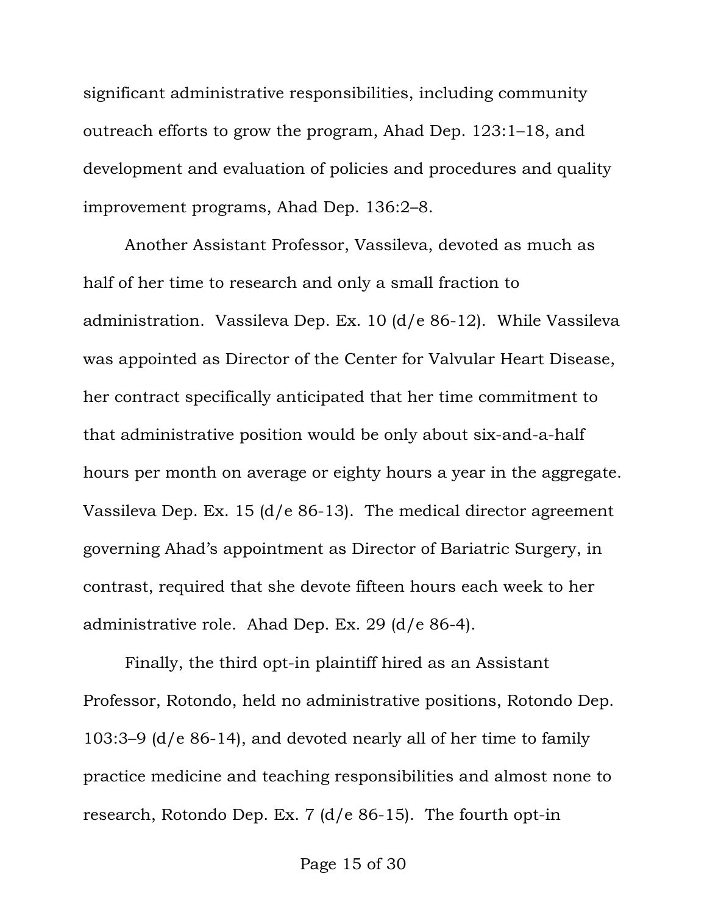significant administrative responsibilities, including community outreach efforts to grow the program, Ahad Dep. 123:1–18, and development and evaluation of policies and procedures and quality improvement programs, Ahad Dep. 136:2–8.

Another Assistant Professor, Vassileva, devoted as much as half of her time to research and only a small fraction to administration. Vassileva Dep. Ex. 10 (d/e 86-12). While Vassileva was appointed as Director of the Center for Valvular Heart Disease, her contract specifically anticipated that her time commitment to that administrative position would be only about six-and-a-half hours per month on average or eighty hours a year in the aggregate. Vassileva Dep. Ex. 15 (d/e 86-13). The medical director agreement governing Ahad's appointment as Director of Bariatric Surgery, in contrast, required that she devote fifteen hours each week to her administrative role. Ahad Dep. Ex. 29 (d/e 86-4).

Finally, the third opt-in plaintiff hired as an Assistant Professor, Rotondo, held no administrative positions, Rotondo Dep. 103:3–9 (d/e 86-14), and devoted nearly all of her time to family practice medicine and teaching responsibilities and almost none to research, Rotondo Dep. Ex. 7 (d/e 86-15). The fourth opt-in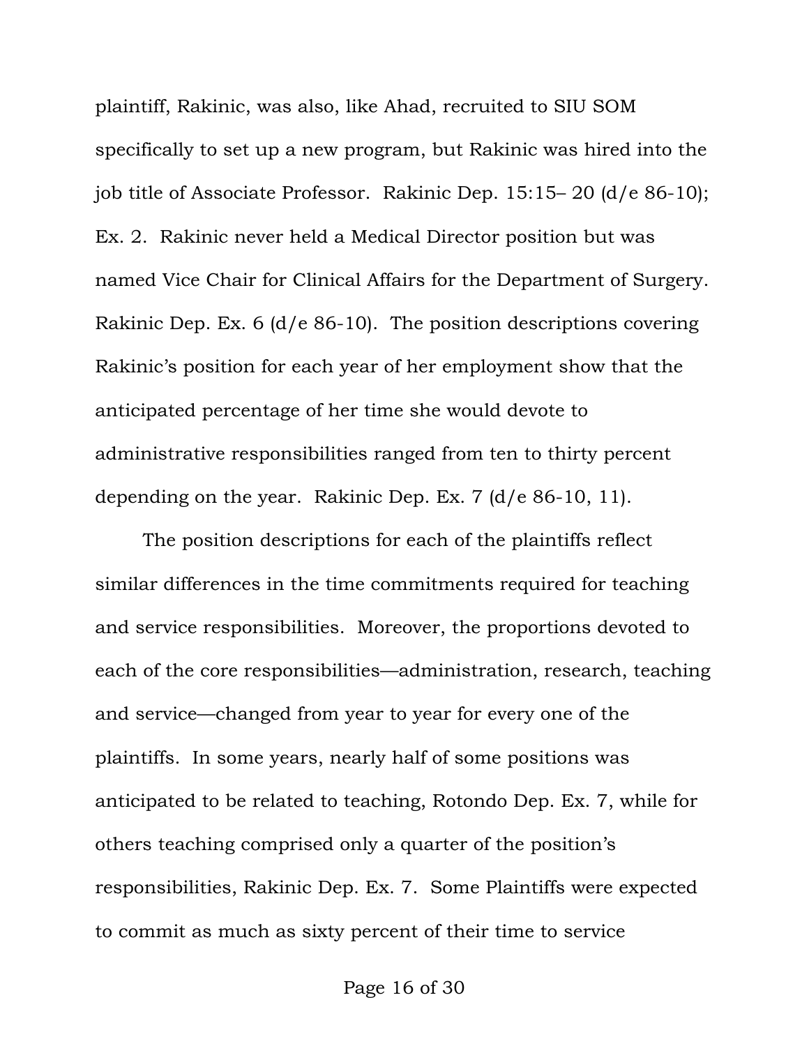plaintiff, Rakinic, was also, like Ahad, recruited to SIU SOM specifically to set up a new program, but Rakinic was hired into the job title of Associate Professor. Rakinic Dep. 15:15– 20 (d/e 86-10); Ex. 2. Rakinic never held a Medical Director position but was named Vice Chair for Clinical Affairs for the Department of Surgery. Rakinic Dep. Ex. 6 (d/e 86-10). The position descriptions covering Rakinic's position for each year of her employment show that the anticipated percentage of her time she would devote to administrative responsibilities ranged from ten to thirty percent depending on the year. Rakinic Dep. Ex. 7 (d/e 86-10, 11).

The position descriptions for each of the plaintiffs reflect similar differences in the time commitments required for teaching and service responsibilities. Moreover, the proportions devoted to each of the core responsibilities—administration, research, teaching and service—changed from year to year for every one of the plaintiffs. In some years, nearly half of some positions was anticipated to be related to teaching, Rotondo Dep. Ex. 7, while for others teaching comprised only a quarter of the position's responsibilities, Rakinic Dep. Ex. 7. Some Plaintiffs were expected to commit as much as sixty percent of their time to service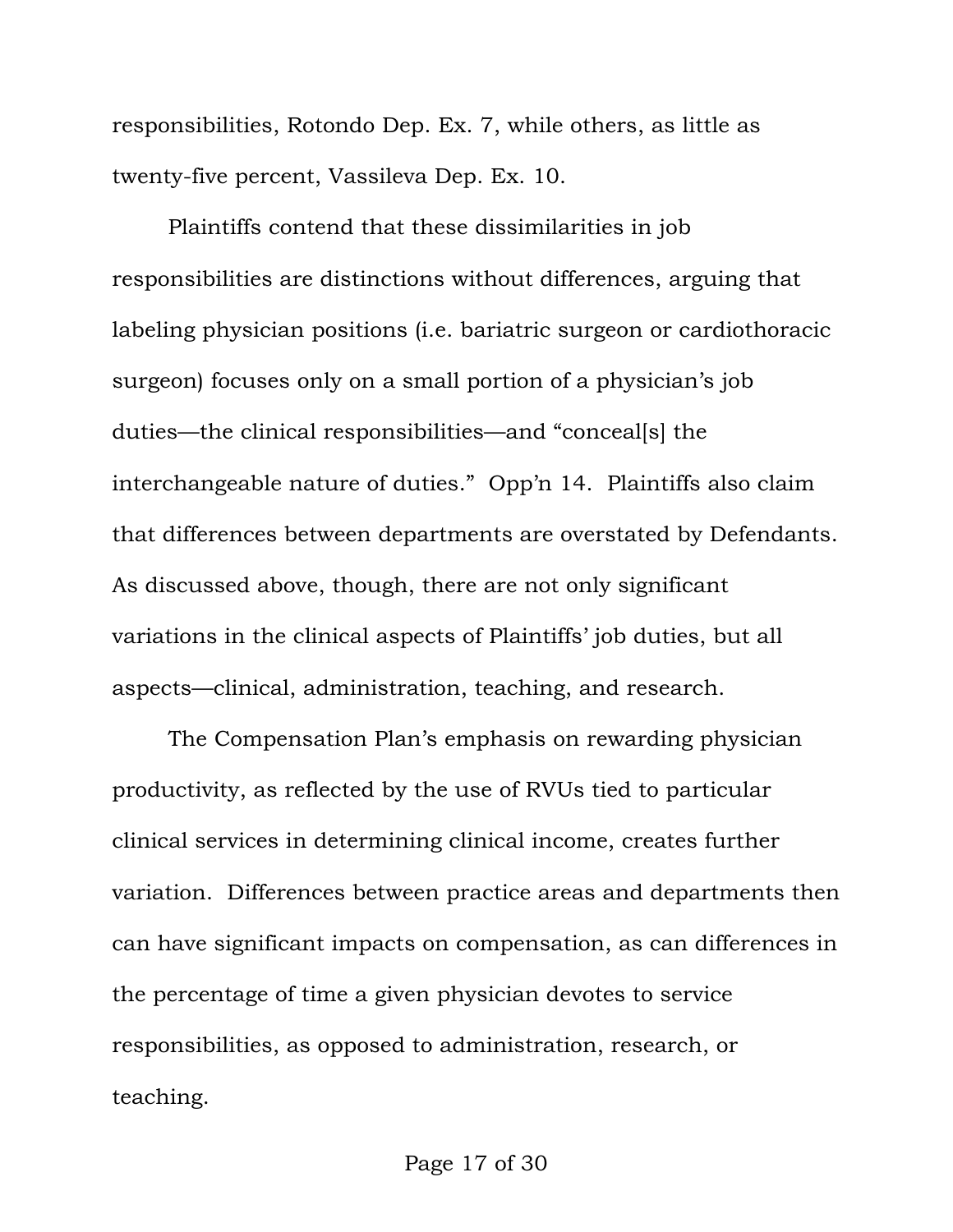responsibilities, Rotondo Dep. Ex. 7, while others, as little as twenty-five percent, Vassileva Dep. Ex. 10.

Plaintiffs contend that these dissimilarities in job responsibilities are distinctions without differences, arguing that labeling physician positions (i.e. bariatric surgeon or cardiothoracic surgeon) focuses only on a small portion of a physician's job duties—the clinical responsibilities—and "conceal[s] the interchangeable nature of duties." Opp'n 14. Plaintiffs also claim that differences between departments are overstated by Defendants. As discussed above, though, there are not only significant variations in the clinical aspects of Plaintiffs' job duties, but all aspects—clinical, administration, teaching, and research.

The Compensation Plan's emphasis on rewarding physician productivity, as reflected by the use of RVUs tied to particular clinical services in determining clinical income, creates further variation. Differences between practice areas and departments then can have significant impacts on compensation, as can differences in the percentage of time a given physician devotes to service responsibilities, as opposed to administration, research, or teaching.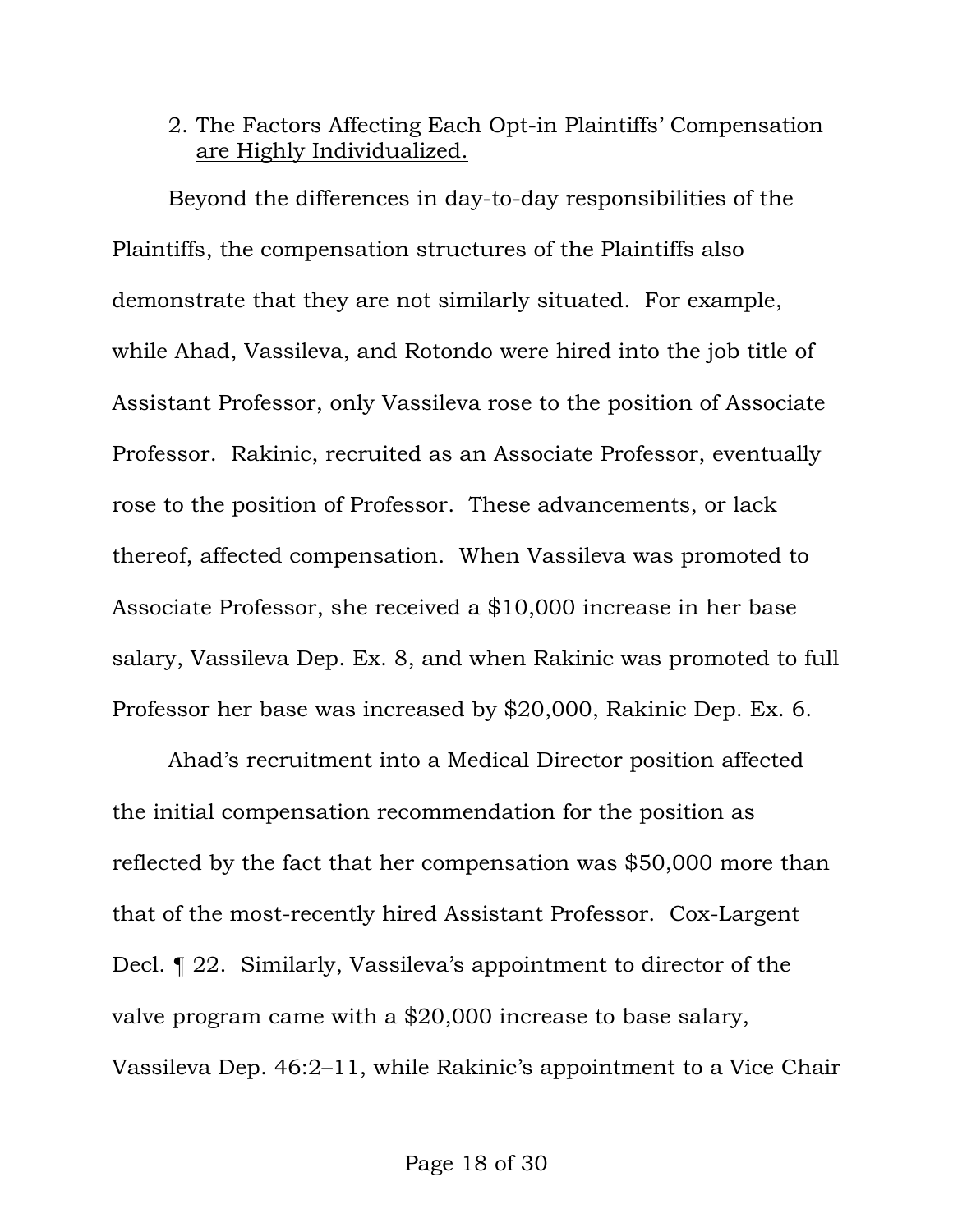2. <u>The Factors Affecting Each Opt-in Plaintiffs' Compensation are Highly Individualized.</u>

Beyond the differences in day-to-day responsibilities of the Plaintiffs, the compensation structures of the Plaintiffs also demonstrate that they are not similarly situated. For example, while Ahad, Vassileva, and Rotondo were hired into the job title of Assistant Professor, only Vassileva rose to the position of Associate Professor. Rakinic, recruited as an Associate Professor, eventually rose to the position of Professor. These advancements, or lack thereof, affected compensation. When Vassileva was promoted to Associate Professor, she received a $10,000 increase in her base salary, Vassileva Dep. Ex. 8, and when Rakinic was promoted to full Professor her base was increased by $20,000, Rakinic Dep. Ex. 6.

Ahad's recruitment into a Medical Director position affected the initial compensation recommendation for the position as reflected by the fact that her compensation was $50,000 more than that of the most-recently hired Assistant Professor. Cox-Largent Decl. ¶ 22. Similarly, Vassileva's appointment to director of the valve program came with a $20,000 increase to base salary, Vassileva Dep. 46:2–11, while Rakinic's appointment to a Vice Chair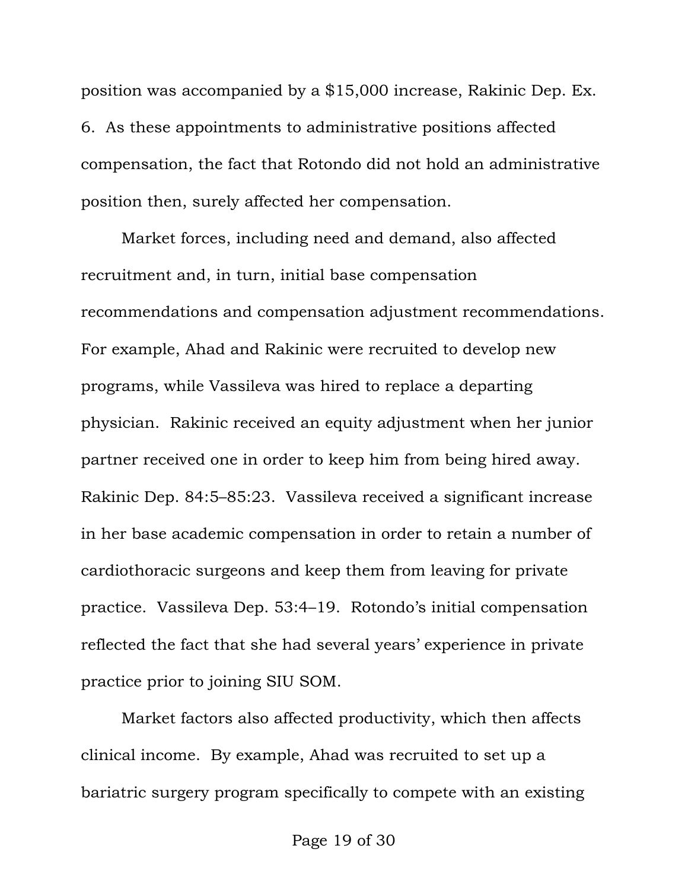position was accompanied by a $15,000 increase, Rakinic Dep. Ex. 6. As these appointments to administrative positions affected compensation, the fact that Rotondo did not hold an administrative position then, surely affected her compensation.

Market forces, including need and demand, also affected recruitment and, in turn, initial base compensation recommendations and compensation adjustment recommendations. For example, Ahad and Rakinic were recruited to develop new programs, while Vassileva was hired to replace a departing physician. Rakinic received an equity adjustment when her junior partner received one in order to keep him from being hired away. Rakinic Dep. 84:5–85:23. Vassileva received a significant increase in her base academic compensation in order to retain a number of cardiothoracic surgeons and keep them from leaving for private practice. Vassileva Dep. 53:4–19. Rotondo's initial compensation reflected the fact that she had several years' experience in private practice prior to joining SIU SOM.

Market factors also affected productivity, which then affects clinical income. By example, Ahad was recruited to set up a bariatric surgery program specifically to compete with an existing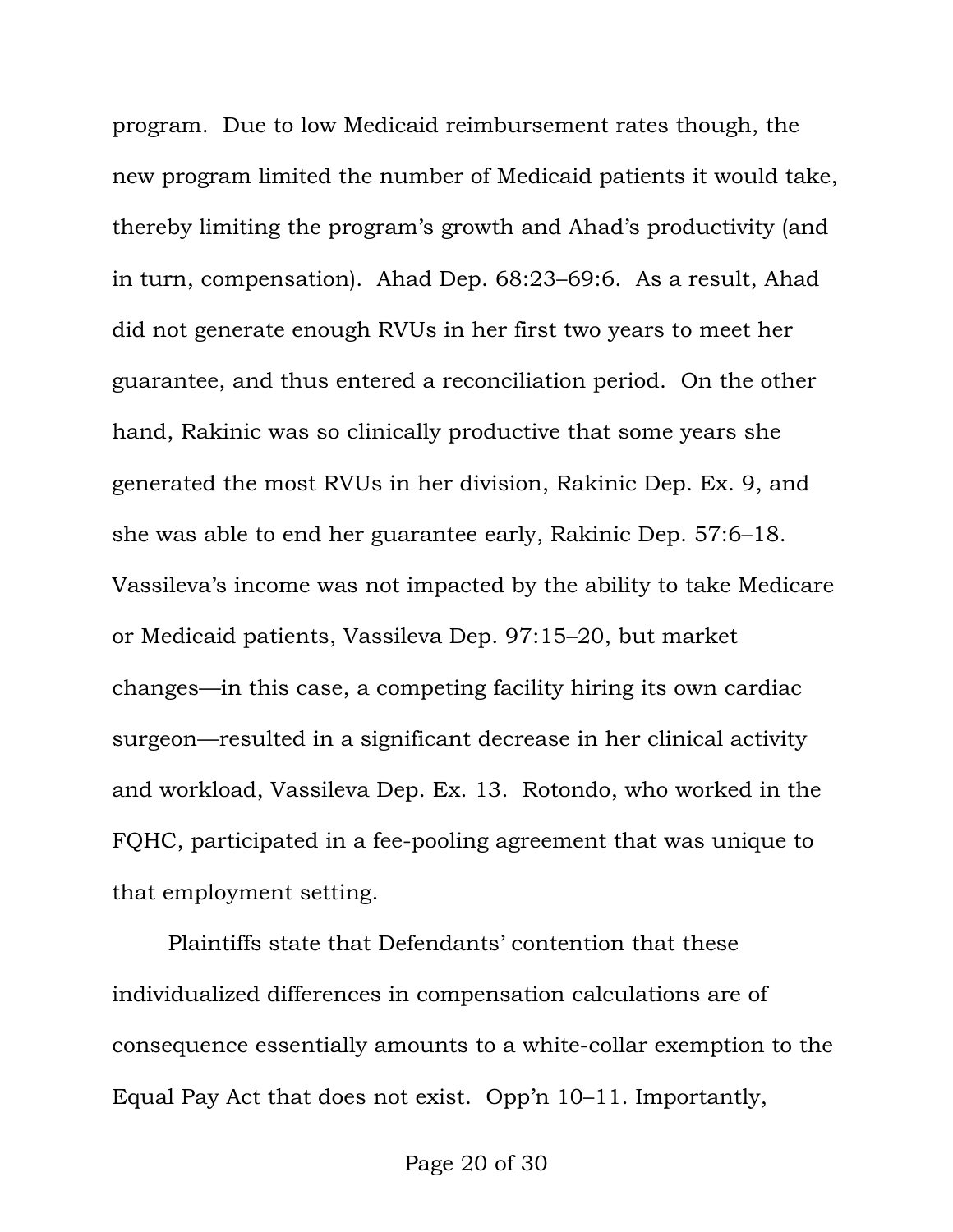program. Due to low Medicaid reimbursement rates though, the new program limited the number of Medicaid patients it would take, thereby limiting the program's growth and Ahad's productivity (and in turn, compensation). Ahad Dep. 68:23–69:6. As a result, Ahad did not generate enough RVUs in her first two years to meet her guarantee, and thus entered a reconciliation period. On the other hand, Rakinic was so clinically productive that some years she generated the most RVUs in her division, Rakinic Dep. Ex. 9, and she was able to end her guarantee early, Rakinic Dep. 57:6–18. Vassileva's income was not impacted by the ability to take Medicare or Medicaid patients, Vassileva Dep. 97:15–20, but market changes—in this case, a competing facility hiring its own cardiac surgeon—resulted in a significant decrease in her clinical activity and workload, Vassileva Dep. Ex. 13. Rotondo, who worked in the FQHC, participated in a fee-pooling agreement that was unique to that employment setting.

Plaintiffs state that Defendants' contention that these individualized differences in compensation calculations are of consequence essentially amounts to a white-collar exemption to the Equal Pay Act that does not exist. Opp'n 10–11. Importantly,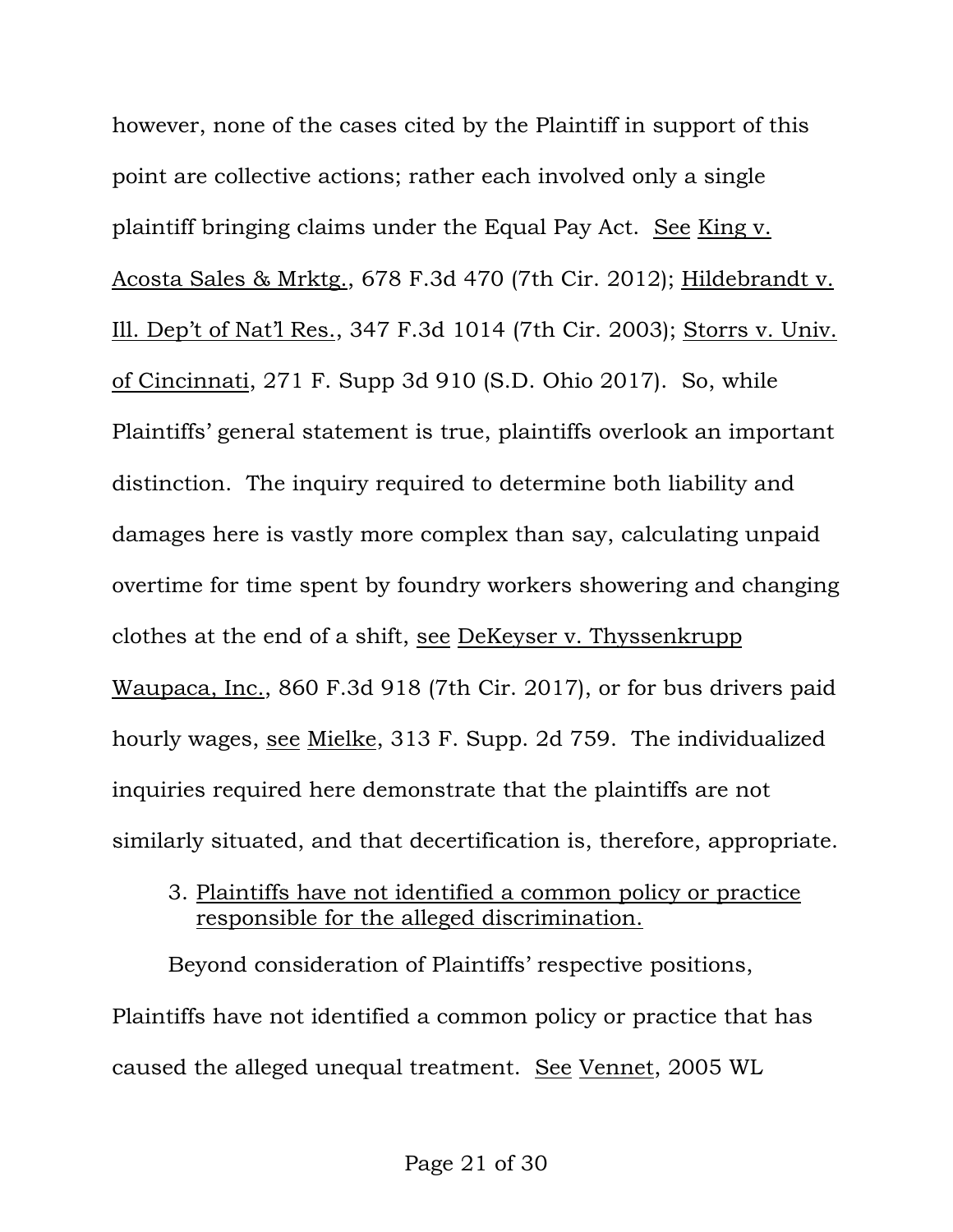however, none of the cases cited by the Plaintiff in support of this point are collective actions; rather each involved only a single plaintiff bringing claims under the Equal Pay Act. See King v. Acosta Sales & Mrktg., 678 F.3d 470 (7th Cir. 2012); Hildebrandt v. Ill. Dep't of Nat'l Res., 347 F.3d 1014 (7th Cir. 2003); Storrs v. Univ. of Cincinnati, 271 F. Supp 3d 910 (S.D. Ohio 2017). So, while Plaintiffs' general statement is true, plaintiffs overlook an important distinction. The inquiry required to determine both liability and damages here is vastly more complex than say, calculating unpaid overtime for time spent by foundry workers showering and changing clothes at the end of a shift, see DeKeyser v. Thyssenkrupp Waupaca, Inc., 860 F.3d 918 (7th Cir. 2017), or for bus drivers paid hourly wages, see Mielke, 313 F. Supp. 2d 759. The individualized inquiries required here demonstrate that the plaintiffs are not similarly situated, and that decertification is, therefore, appropriate.

3. Plaintiffs have not identified a common policy or practice responsible for the alleged discrimination.

Beyond consideration of Plaintiffs' respective positions, Plaintiffs have not identified a common policy or practice that has caused the alleged unequal treatment. See Vennet, 2005 WL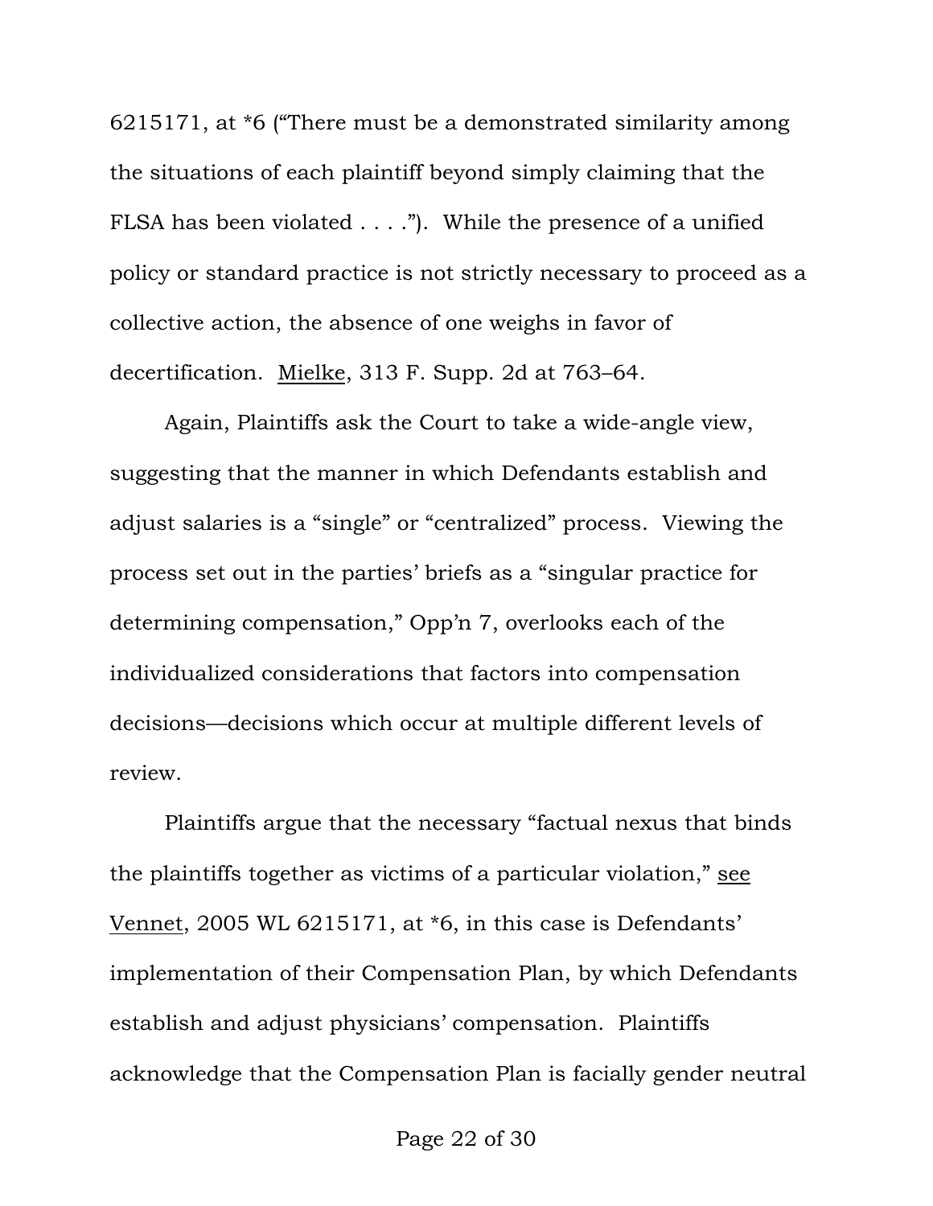6215171, at *6 ("There must be a demonstrated similarity among the situations of each plaintiff beyond simply claiming that the FLSA has been violated . . . ."). While the presence of a unified policy or standard practice is not strictly necessary to proceed as a collective action, the absence of one weighs in favor of decertification. Mielke, 313 F. Supp. 2d at 763–64.

Again, Plaintiffs ask the Court to take a wide-angle view, suggesting that the manner in which Defendants establish and adjust salaries is a "single" or "centralized" process. Viewing the process set out in the parties' briefs as a "singular practice for determining compensation," Opp'n 7, overlooks each of the individualized considerations that factors into compensation decisions—decisions which occur at multiple different levels of review.

Plaintiffs argue that the necessary "factual nexus that binds the plaintiffs together as victims of a particular violation," see Vennet, 2005 WL 6215171, at *6, in this case is Defendants' implementation of their Compensation Plan, by which Defendants establish and adjust physicians' compensation. Plaintiffs acknowledge that the Compensation Plan is facially gender neutral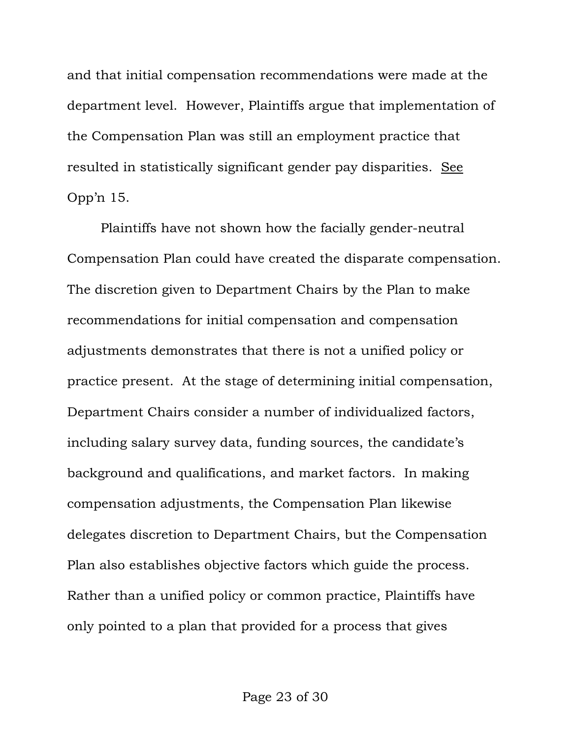and that initial compensation recommendations were made at the department level. However, Plaintiffs argue that implementation of the Compensation Plan was still an employment practice that resulted in statistically significant gender pay disparities. See Opp'n 15.

Plaintiffs have not shown how the facially gender-neutral Compensation Plan could have created the disparate compensation. The discretion given to Department Chairs by the Plan to make recommendations for initial compensation and compensation adjustments demonstrates that there is not a unified policy or practice present. At the stage of determining initial compensation, Department Chairs consider a number of individualized factors, including salary survey data, funding sources, the candidate's background and qualifications, and market factors. In making compensation adjustments, the Compensation Plan likewise delegates discretion to Department Chairs, but the Compensation Plan also establishes objective factors which guide the process. Rather than a unified policy or common practice, Plaintiffs have only pointed to a plan that provided for a process that gives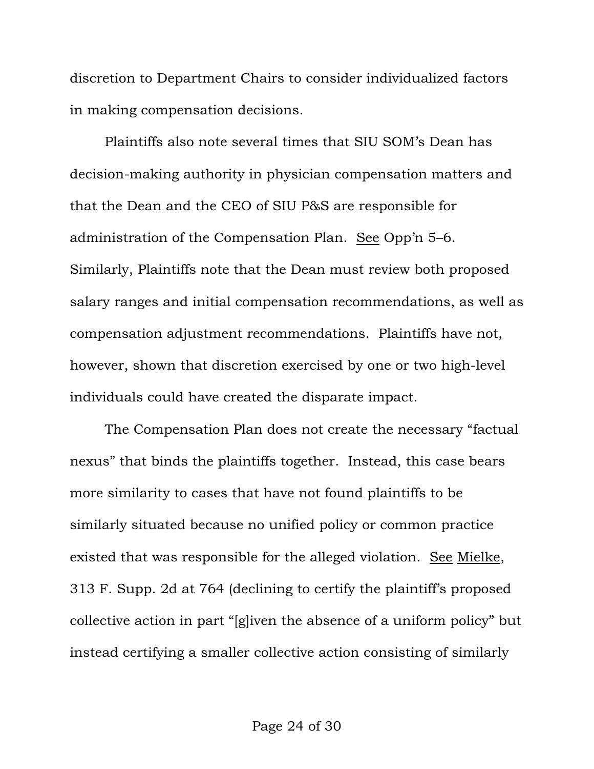discretion to Department Chairs to consider individualized factors in making compensation decisions.

Plaintiffs also note several times that SIU SOM's Dean has decision-making authority in physician compensation matters and that the Dean and the CEO of SIU P&S are responsible for administration of the Compensation Plan. See Opp'n 5–6. Similarly, Plaintiffs note that the Dean must review both proposed salary ranges and initial compensation recommendations, as well as compensation adjustment recommendations. Plaintiffs have not, however, shown that discretion exercised by one or two high-level individuals could have created the disparate impact.

The Compensation Plan does not create the necessary "factual nexus" that binds the plaintiffs together. Instead, this case bears more similarity to cases that have not found plaintiffs to be similarly situated because no unified policy or common practice existed that was responsible for the alleged violation. See Mielke, 313 F. Supp. 2d at 764 (declining to certify the plaintiff's proposed collective action in part "[g]iven the absence of a uniform policy" but instead certifying a smaller collective action consisting of similarly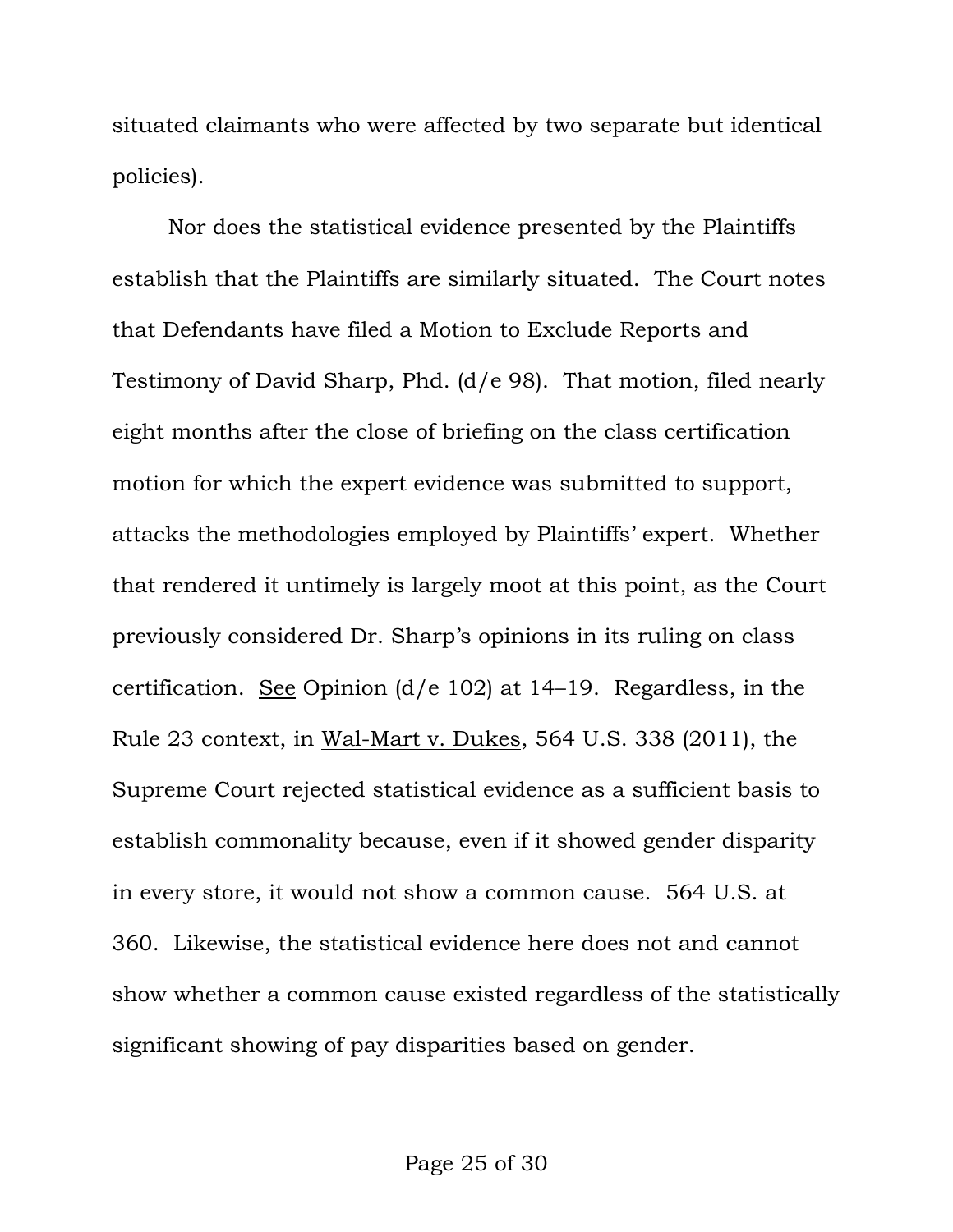situated claimants who were affected by two separate but identical policies).

Nor does the statistical evidence presented by the Plaintiffs establish that the Plaintiffs are similarly situated. The Court notes that Defendants have filed a Motion to Exclude Reports and Testimony of David Sharp, Phd. (d/e 98). That motion, filed nearly eight months after the close of briefing on the class certification motion for which the expert evidence was submitted to support, attacks the methodologies employed by Plaintiffs' expert. Whether that rendered it untimely is largely moot at this point, as the Court previously considered Dr. Sharp's opinions in its ruling on class certification. See Opinion (d/e 102) at 14–19. Regardless, in the Rule 23 context, in Wal-Mart v. Dukes, 564 U.S. 338 (2011), the Supreme Court rejected statistical evidence as a sufficient basis to establish commonality because, even if it showed gender disparity in every store, it would not show a common cause. 564 U.S. at 360. Likewise, the statistical evidence here does not and cannot show whether a common cause existed regardless of the statistically significant showing of pay disparities based on gender.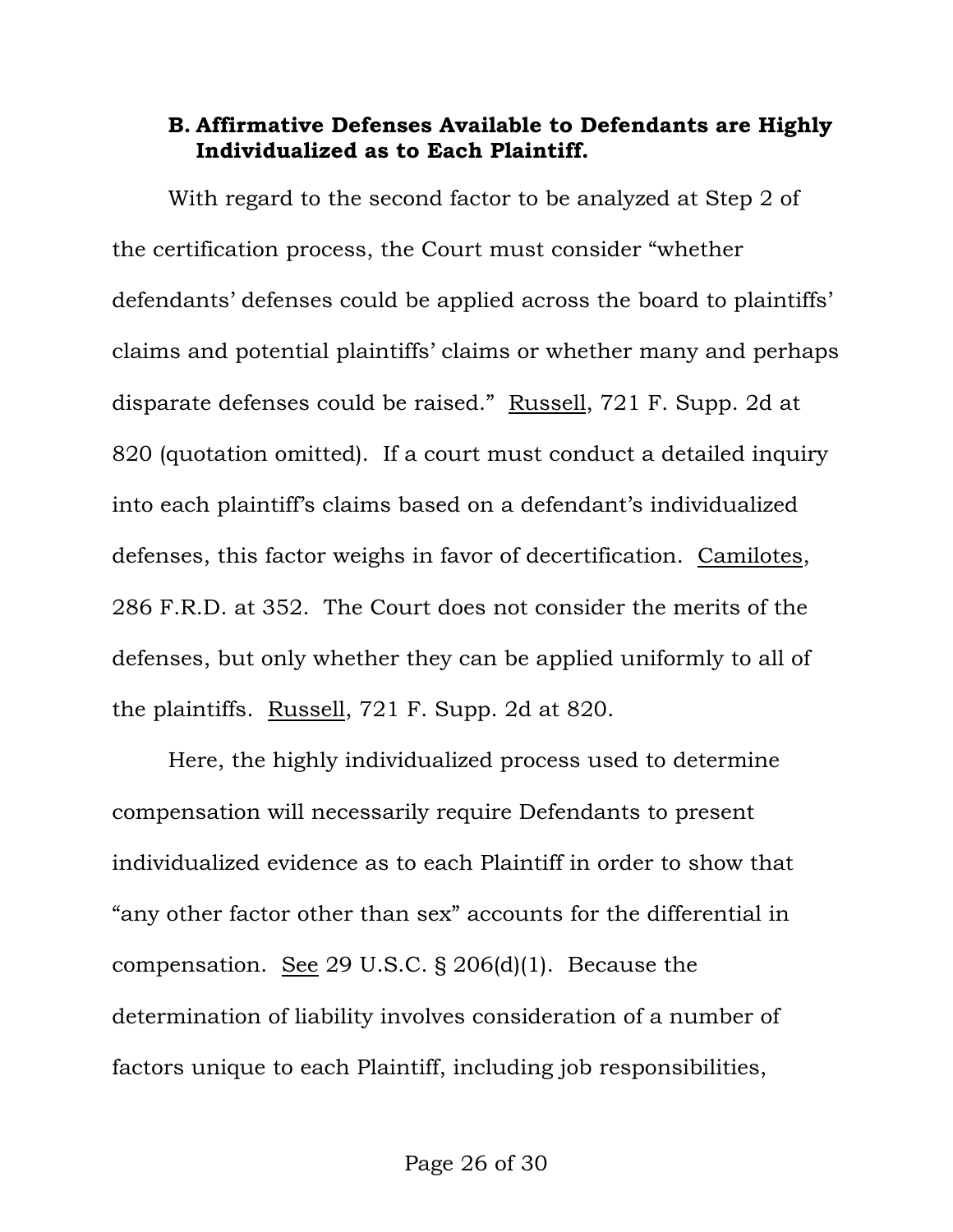### B. Affirmative Defenses Available to Defendants are Highly Individualized as to Each Plaintiff.

With regard to the second factor to be analyzed at Step 2 of the certification process, the Court must consider "whether defendants' defenses could be applied across the board to plaintiffs' claims and potential plaintiffs' claims or whether many and perhaps disparate defenses could be raised." Russell, 721 F. Supp. 2d at 820 (quotation omitted). If a court must conduct a detailed inquiry into each plaintiff's claims based on a defendant's individualized defenses, this factor weighs in favor of decertification. Camilotes, 286 F.R.D. at 352. The Court does not consider the merits of the defenses, but only whether they can be applied uniformly to all of the plaintiffs. Russell, 721 F. Supp. 2d at 820.

Here, the highly individualized process used to determine compensation will necessarily require Defendants to present individualized evidence as to each Plaintiff in order to show that "any other factor other than sex" accounts for the differential in compensation. See 29 U.S.C. § 206(d)(1). Because the determination of liability involves consideration of a number of factors unique to each Plaintiff, including job responsibilities,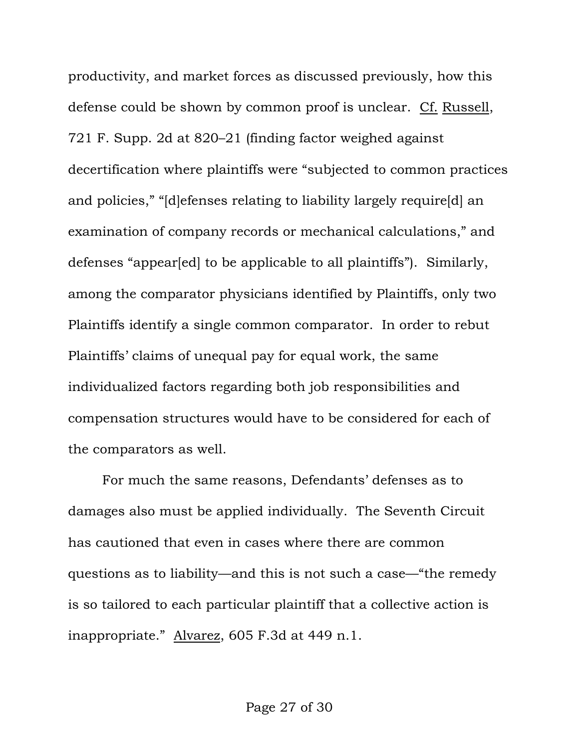productivity, and market forces as discussed previously, how this defense could be shown by common proof is unclear. Cf. Russell, 721 F. Supp. 2d at 820–21 (finding factor weighed against decertification where plaintiffs were "subjected to common practices and policies," "[d]efenses relating to liability largely require[d] an examination of company records or mechanical calculations," and defenses "appear[ed] to be applicable to all plaintiffs"). Similarly, among the comparator physicians identified by Plaintiffs, only two Plaintiffs identify a single common comparator. In order to rebut Plaintiffs' claims of unequal pay for equal work, the same individualized factors regarding both job responsibilities and compensation structures would have to be considered for each of the comparators as well.

For much the same reasons, Defendants' defenses as to damages also must be applied individually. The Seventh Circuit has cautioned that even in cases where there are common questions as to liability—and this is not such a case—"the remedy is so tailored to each particular plaintiff that a collective action is inappropriate." Alvarez, 605 F.3d at 449 n.1.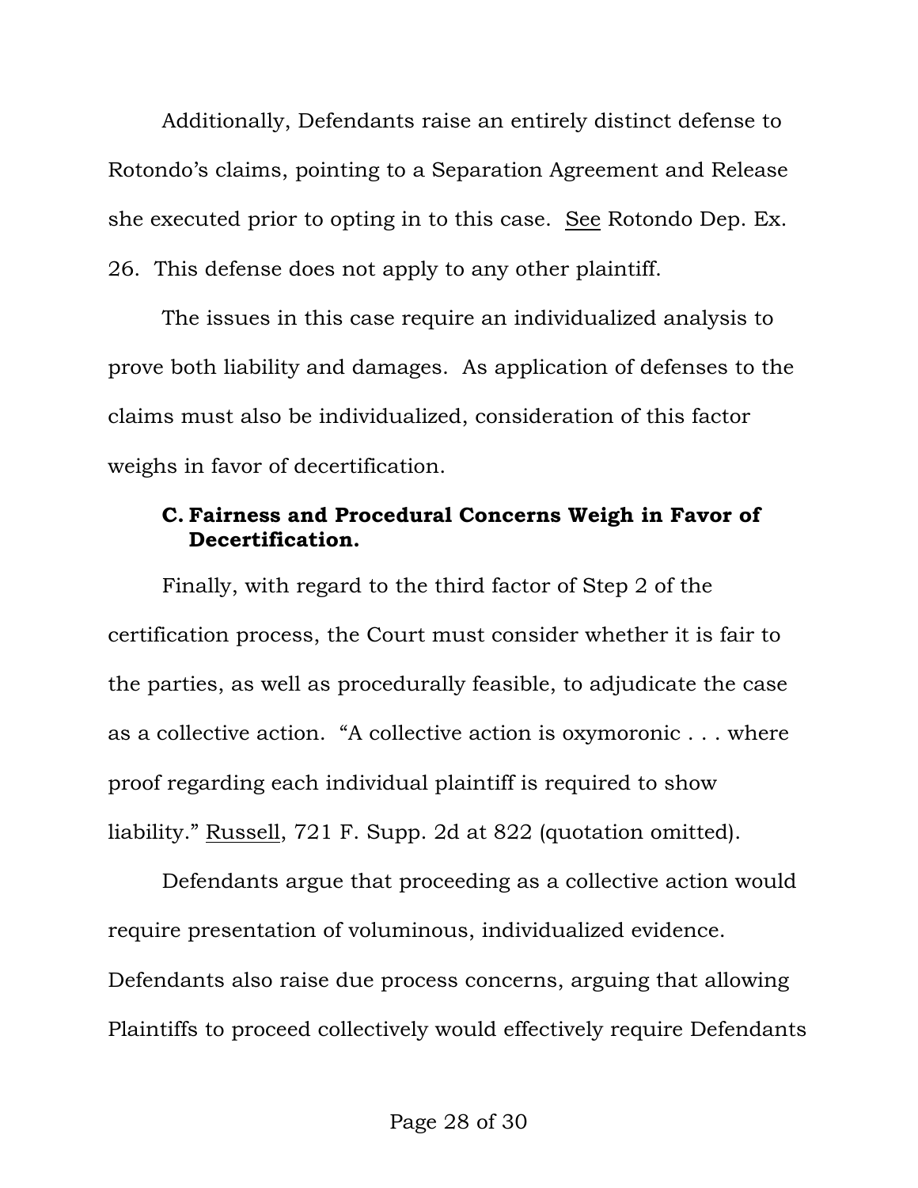Additionally, Defendants raise an entirely distinct defense to Rotondo's claims, pointing to a Separation Agreement and Release she executed prior to opting in to this case. See Rotondo Dep. Ex. 26. This defense does not apply to any other plaintiff.

The issues in this case require an individualized analysis to prove both liability and damages. As application of defenses to the claims must also be individualized, consideration of this factor weighs in favor of decertification.

### C. Fairness and Procedural Concerns Weigh in Favor of Decertification.

Finally, with regard to the third factor of Step 2 of the certification process, the Court must consider whether it is fair to the parties, as well as procedurally feasible, to adjudicate the case as a collective action. "A collective action is oxymoronic . . . where proof regarding each individual plaintiff is required to show liability." Russell, 721 F. Supp. 2d at 822 (quotation omitted).

Defendants argue that proceeding as a collective action would require presentation of voluminous, individualized evidence. Defendants also raise due process concerns, arguing that allowing Plaintiffs to proceed collectively would effectively require Defendants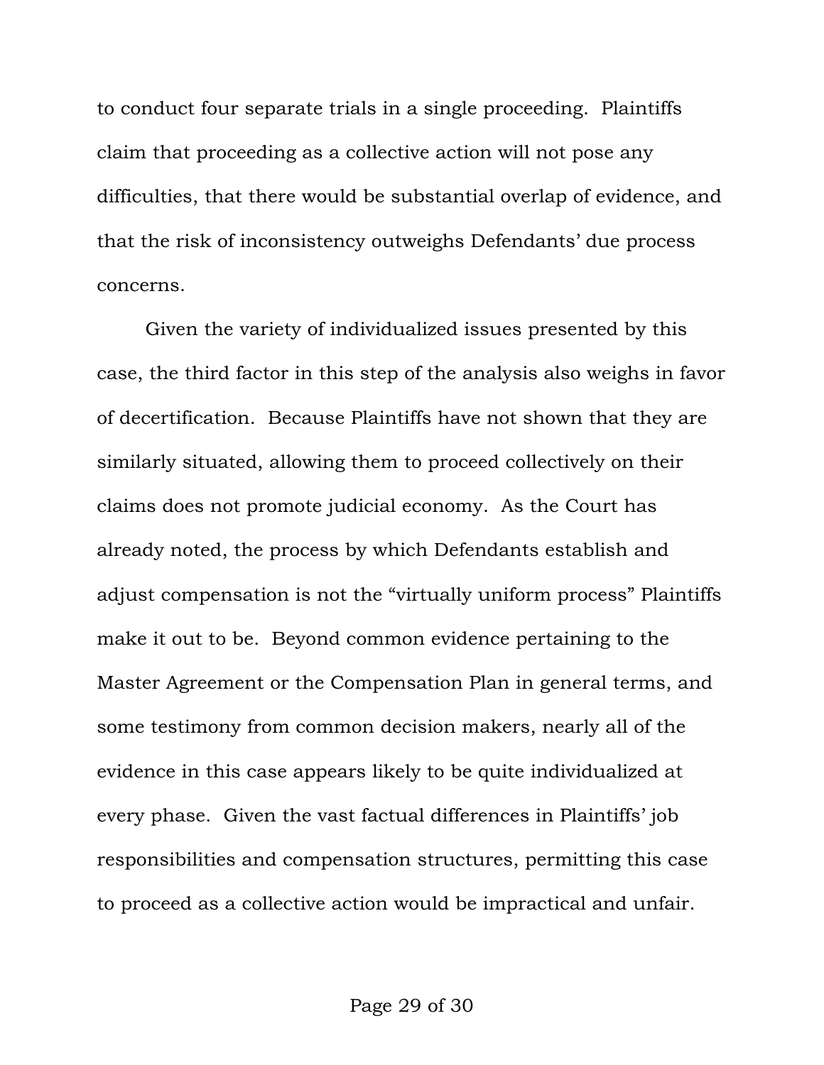to conduct four separate trials in a single proceeding. Plaintiffs claim that proceeding as a collective action will not pose any difficulties, that there would be substantial overlap of evidence, and that the risk of inconsistency outweighs Defendants' due process concerns.

Given the variety of individualized issues presented by this case, the third factor in this step of the analysis also weighs in favor of decertification. Because Plaintiffs have not shown that they are similarly situated, allowing them to proceed collectively on their claims does not promote judicial economy. As the Court has already noted, the process by which Defendants establish and adjust compensation is not the "virtually uniform process" Plaintiffs make it out to be. Beyond common evidence pertaining to the Master Agreement or the Compensation Plan in general terms, and some testimony from common decision makers, nearly all of the evidence in this case appears likely to be quite individualized at every phase. Given the vast factual differences in Plaintiffs' job responsibilities and compensation structures, permitting this case to proceed as a collective action would be impractical and unfair.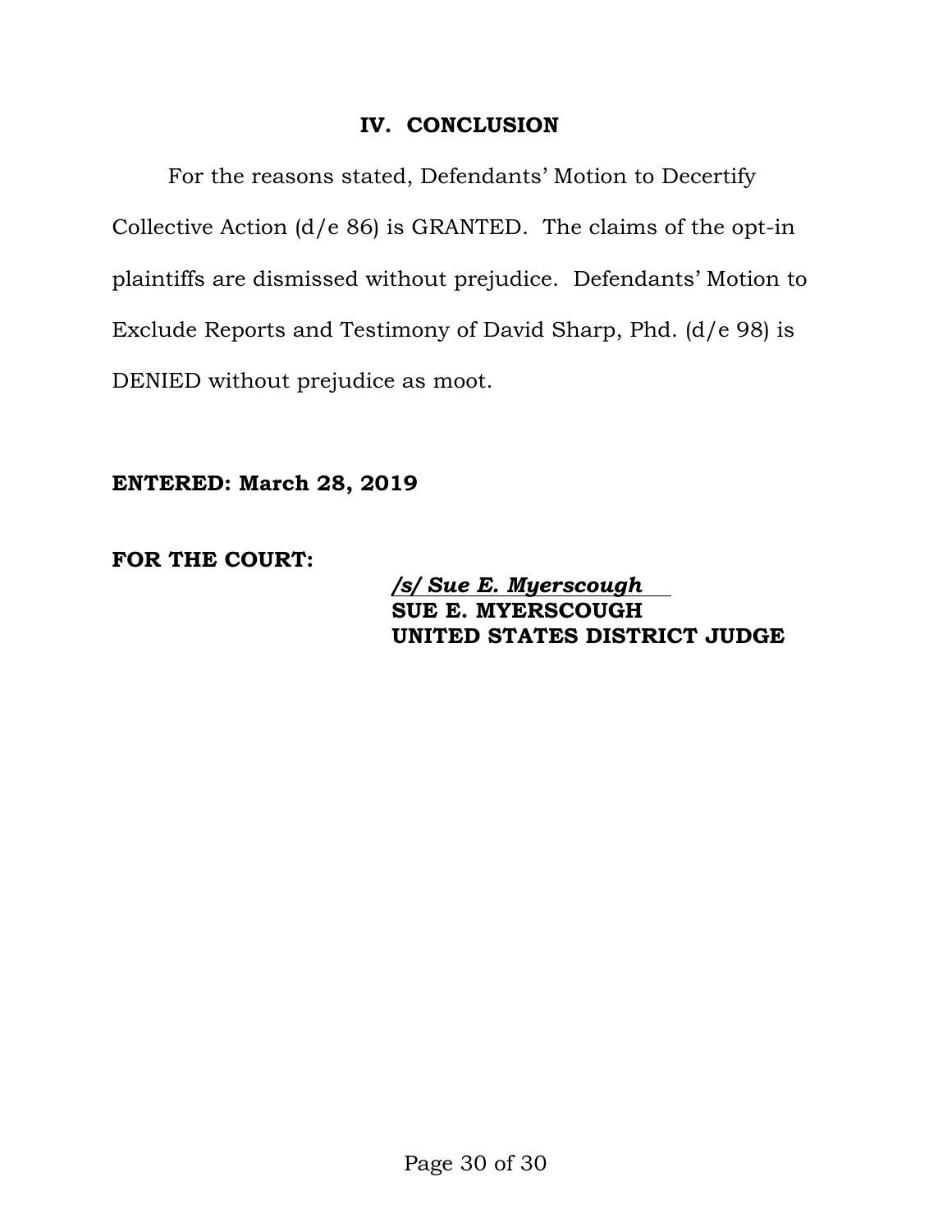## IV. CONCLUSION

For the reasons stated, Defendants' Motion to Decertify Collective Action (d/e 86) is GRANTED. The claims of the opt-in plaintiffs are dismissed without prejudice. Defendants' Motion to Exclude Reports and Testimony of David Sharp, Phd. (d/e 98) is DENIED without prejudice as moot.

**ENTERED: March 28, 2019**

**FOR THE COURT:**

***/s/ Sue E. Myerscough***
**SUE E. MYERSCOUGH**
**UNITED STATES DISTRICT JUDGE**